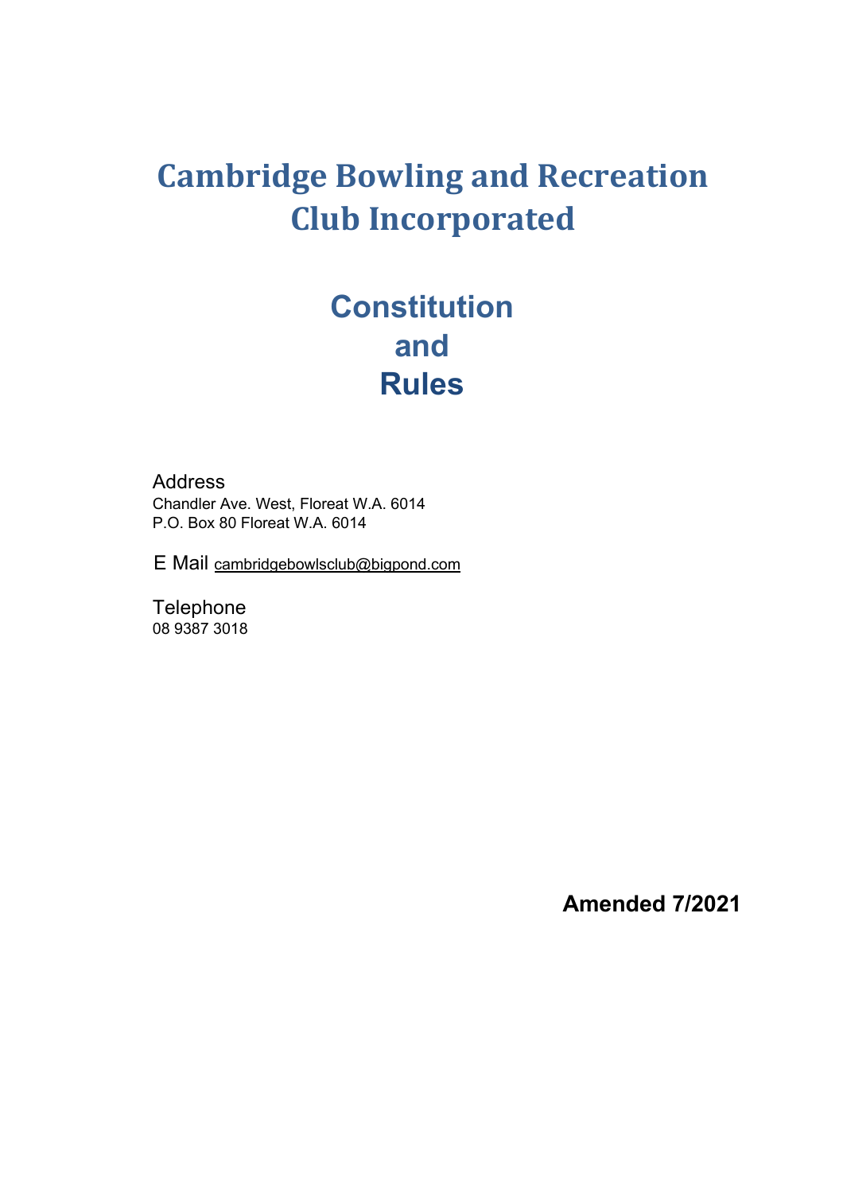# Cambridge Bowling and Recreation Club Incorporated

## Constitution and Rules

Address
Chandler Ave. West, Floreat W.A. 6014
P.O. Box 80 Floreat W.A. 6014

E Mail cambridgebowlsclub@bigpond.com

Telephone
08 9387 3018

**Amended 7/2021**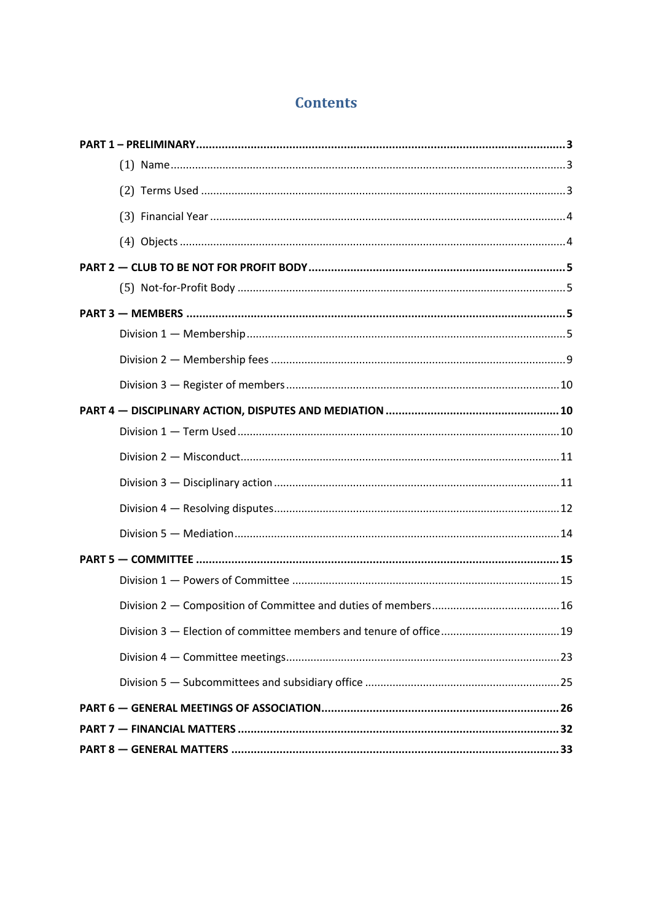# Contents

**PART 1 – PRELIMINARY** ........ **3**

- (1) Name ........ 3
- (2) Terms Used ........ 3
- (3) Financial Year ........ 4
- (4) Objects ........ 4

**PART 2 — CLUB TO BE NOT FOR PROFIT BODY** ........ **5**

- (5) Not-for-Profit Body ........ 5

**PART 3 — MEMBERS** ........ **5**

- Division 1 — Membership ........ 5
- Division 2 — Membership fees ........ 9
- Division 3 — Register of members ........ 10

**PART 4 — DISCIPLINARY ACTION, DISPUTES AND MEDIATION** ........ **10**

- Division 1 — Term Used ........ 10
- Division 2 — Misconduct ........ 11
- Division 3 — Disciplinary action ........ 11
- Division 4 — Resolving disputes ........ 12
- Division 5 — Mediation ........ 14

**PART 5 — COMMITTEE** ........ **15**

- Division 1 — Powers of Committee ........ 15
- Division 2 — Composition of Committee and duties of members ........ 16
- Division 3 — Election of committee members and tenure of office ........ 19
- Division 4 — Committee meetings ........ 23
- Division 5 — Subcommittees and subsidiary office ........ 25

**PART 6 — GENERAL MEETINGS OF ASSOCIATION** ........ **26**

**PART 7 — FINANCIAL MATTERS** ........ **32**

**PART 8 — GENERAL MATTERS** ........ **33**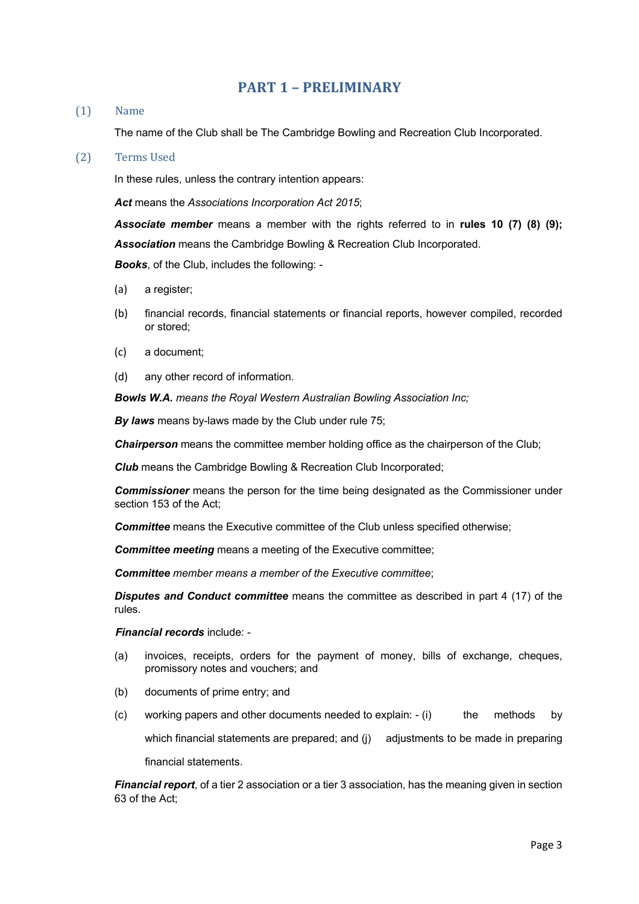# PART 1 – PRELIMINARY

## (1) Name

The name of the Club shall be The Cambridge Bowling and Recreation Club Incorporated.

## (2) Terms Used

In these rules, unless the contrary intention appears:

***Act*** means the *Associations Incorporation Act 2015*;

***Associate member*** means a member with the rights referred to in **rules 10 (7) (8) (9);**

***Association*** means the Cambridge Bowling & Recreation Club Incorporated.

***Books***, of the Club, includes the following: -

(a) a register;

(b) financial records, financial statements or financial reports, however compiled, recorded or stored;

(c) a document;

(d) any other record of information.

***Bowls W.A.*** *means the Royal Western Australian Bowling Association Inc;*

***By laws*** means by-laws made by the Club under rule 75;

***Chairperson*** means the committee member holding office as the chairperson of the Club;

***Club*** means the Cambridge Bowling & Recreation Club Incorporated;

***Commissioner*** means the person for the time being designated as the Commissioner under section 153 of the Act;

***Committee*** means the Executive committee of the Club unless specified otherwise;

***Committee meeting*** means a meeting of the Executive committee;

***Committee*** *member means a member of the Executive committee*;

***Disputes and Conduct committee*** means the committee as described in part 4 (17) of the rules.

***Financial records*** include: -

(a) invoices, receipts, orders for the payment of money, bills of exchange, cheques, promissory notes and vouchers; and

(b) documents of prime entry; and

(c) working papers and other documents needed to explain: - (i) the methods by which financial statements are prepared; and (j) adjustments to be made in preparing financial statements.

***Financial report***, of a tier 2 association or a tier 3 association, has the meaning given in section 63 of the Act;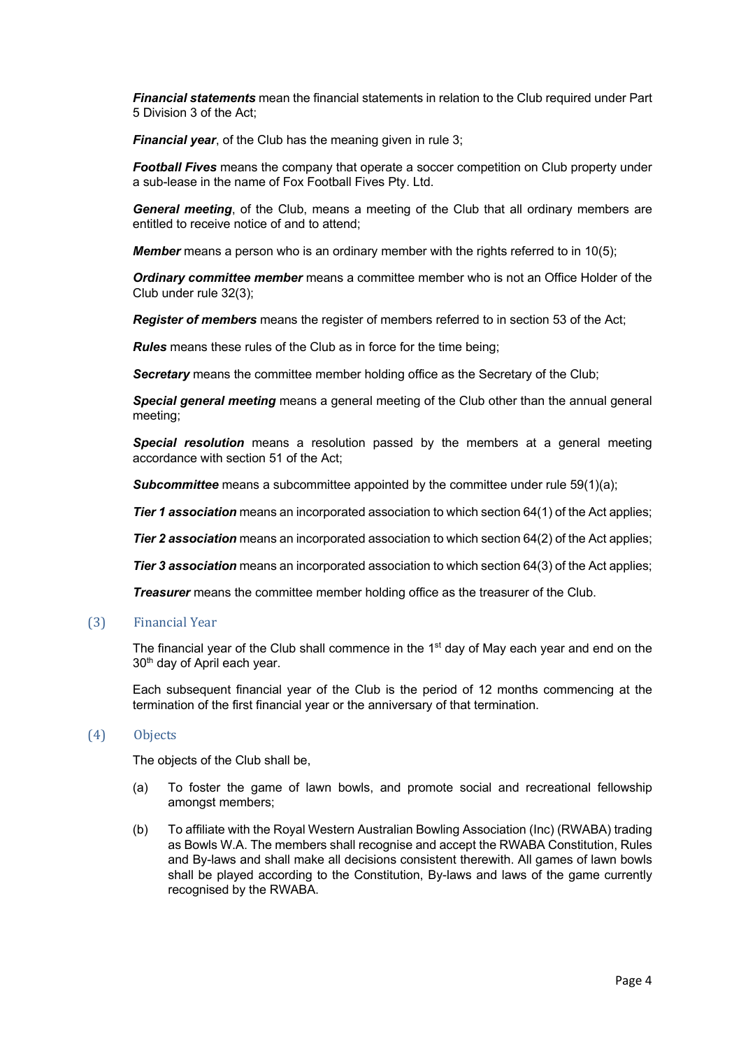***Financial statements*** mean the financial statements in relation to the Club required under Part 5 Division 3 of the Act;

***Financial year***, of the Club has the meaning given in rule 3;

***Football Fives*** means the company that operate a soccer competition on Club property under a sub-lease in the name of Fox Football Fives Pty. Ltd.

***General meeting***, of the Club, means a meeting of the Club that all ordinary members are entitled to receive notice of and to attend;

***Member*** means a person who is an ordinary member with the rights referred to in 10(5);

***Ordinary committee member*** means a committee member who is not an Office Holder of the Club under rule 32(3);

***Register of members*** means the register of members referred to in section 53 of the Act;

***Rules*** means these rules of the Club as in force for the time being;

***Secretary*** means the committee member holding office as the Secretary of the Club;

***Special general meeting*** means a general meeting of the Club other than the annual general meeting;

***Special resolution*** means a resolution passed by the members at a general meeting accordance with section 51 of the Act;

***Subcommittee*** means a subcommittee appointed by the committee under rule 59(1)(a);

***Tier 1 association*** means an incorporated association to which section 64(1) of the Act applies;

***Tier 2 association*** means an incorporated association to which section 64(2) of the Act applies;

***Tier 3 association*** means an incorporated association to which section 64(3) of the Act applies;

***Treasurer*** means the committee member holding office as the treasurer of the Club.

## (3) Financial Year

The financial year of the Club shall commence in the 1st day of May each year and end on the 30th day of April each year.

Each subsequent financial year of the Club is the period of 12 months commencing at the termination of the first financial year or the anniversary of that termination.

## (4) Objects

The objects of the Club shall be,

(a) To foster the game of lawn bowls, and promote social and recreational fellowship amongst members;

(b) To affiliate with the Royal Western Australian Bowling Association (Inc) (RWABA) trading as Bowls W.A. The members shall recognise and accept the RWABA Constitution, Rules and By-laws and shall make all decisions consistent therewith. All games of lawn bowls shall be played according to the Constitution, By-laws and laws of the game currently recognised by the RWABA.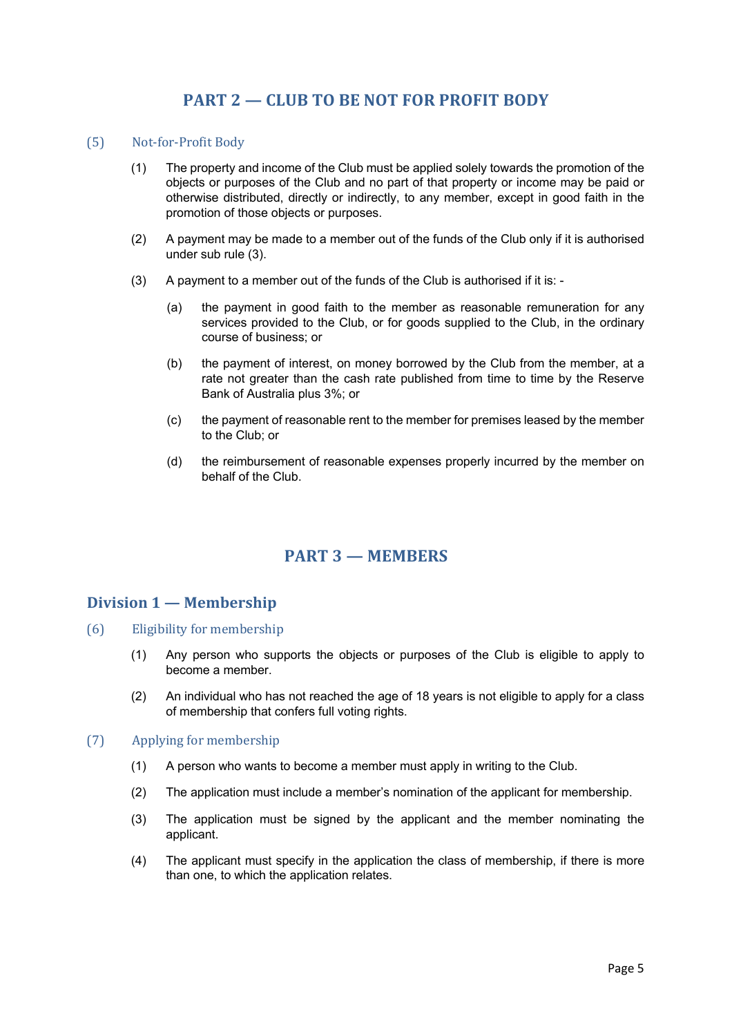# PART 2 — CLUB TO BE NOT FOR PROFIT BODY

### (5) Not-for-Profit Body

(1) The property and income of the Club must be applied solely towards the promotion of the objects or purposes of the Club and no part of that property or income may be paid or otherwise distributed, directly or indirectly, to any member, except in good faith in the promotion of those objects or purposes.

(2) A payment may be made to a member out of the funds of the Club only if it is authorised under sub rule (3).

(3) A payment to a member out of the funds of the Club is authorised if it is: -

- (a) the payment in good faith to the member as reasonable remuneration for any services provided to the Club, or for goods supplied to the Club, in the ordinary course of business; or
- (b) the payment of interest, on money borrowed by the Club from the member, at a rate not greater than the cash rate published from time to time by the Reserve Bank of Australia plus 3%; or
- (c) the payment of reasonable rent to the member for premises leased by the member to the Club; or
- (d) the reimbursement of reasonable expenses properly incurred by the member on behalf of the Club.

# PART 3 — MEMBERS

## Division 1 — Membership

### (6) Eligibility for membership

(1) Any person who supports the objects or purposes of the Club is eligible to apply to become a member.

(2) An individual who has not reached the age of 18 years is not eligible to apply for a class of membership that confers full voting rights.

### (7) Applying for membership

(1) A person who wants to become a member must apply in writing to the Club.

(2) The application must include a member's nomination of the applicant for membership.

(3) The application must be signed by the applicant and the member nominating the applicant.

(4) The applicant must specify in the application the class of membership, if there is more than one, to which the application relates.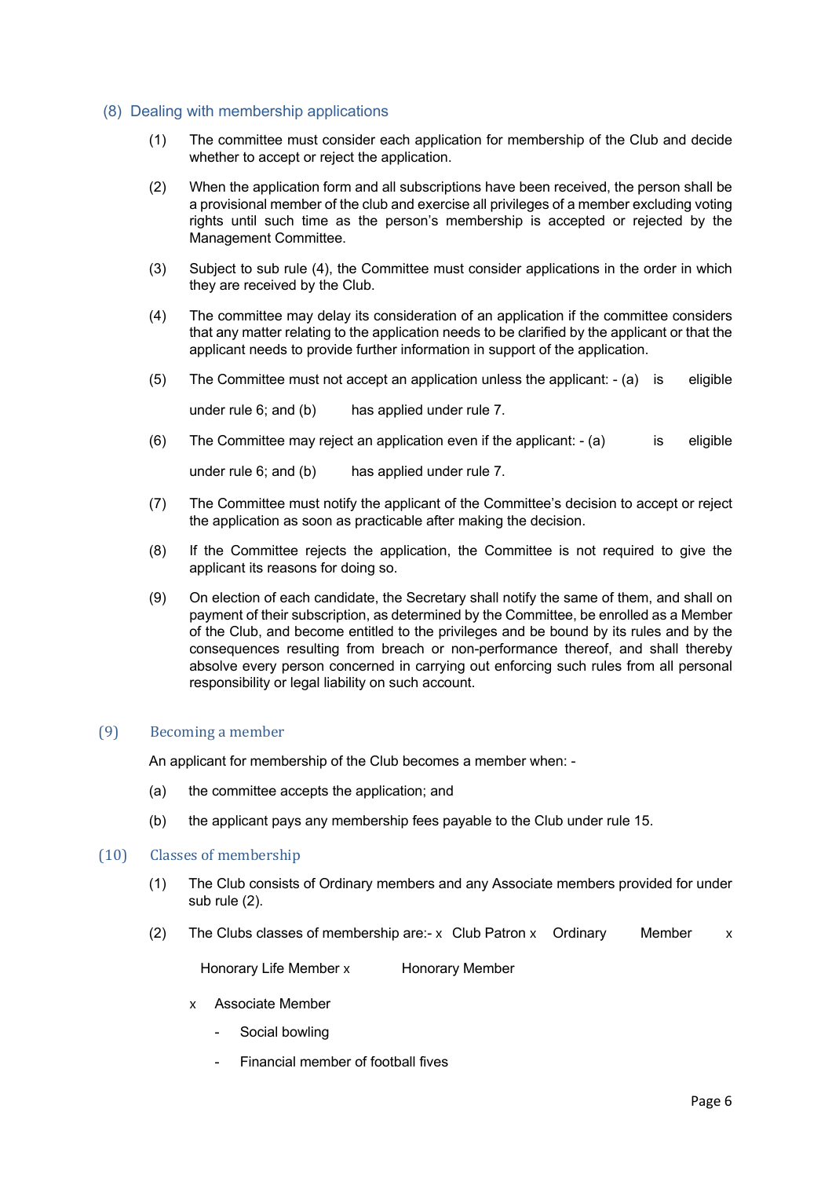## (8) Dealing with membership applications

(1) The committee must consider each application for membership of the Club and decide whether to accept or reject the application.

(2) When the application form and all subscriptions have been received, the person shall be a provisional member of the club and exercise all privileges of a member excluding voting rights until such time as the person's membership is accepted or rejected by the Management Committee.

(3) Subject to sub rule (4), the Committee must consider applications in the order in which they are received by the Club.

(4) The committee may delay its consideration of an application if the committee considers that any matter relating to the application needs to be clarified by the applicant or that the applicant needs to provide further information in support of the application.

(5) The Committee must not accept an application unless the applicant: - (a) is eligible under rule 6; and (b) has applied under rule 7.

(6) The Committee may reject an application even if the applicant: - (a) is eligible under rule 6; and (b) has applied under rule 7.

(7) The Committee must notify the applicant of the Committee's decision to accept or reject the application as soon as practicable after making the decision.

(8) If the Committee rejects the application, the Committee is not required to give the applicant its reasons for doing so.

(9) On election of each candidate, the Secretary shall notify the same of them, and shall on payment of their subscription, as determined by the Committee, be enrolled as a Member of the Club, and become entitled to the privileges and be bound by its rules and by the consequences resulting from breach or non-performance thereof, and shall thereby absolve every person concerned in carrying out enforcing such rules from all personal responsibility or legal liability on such account.

## (9) Becoming a member

An applicant for membership of the Club becomes a member when: -

(a) the committee accepts the application; and

(b) the applicant pays any membership fees payable to the Club under rule 15.

## (10) Classes of membership

(1) The Club consists of Ordinary members and any Associate members provided for under sub rule (2).

(2) The Clubs classes of membership are:-

- Club Patron
- Ordinary Member
- Honorary Life Member
- Honorary Member
- Associate Member
  - Social bowling
  - Financial member of football fives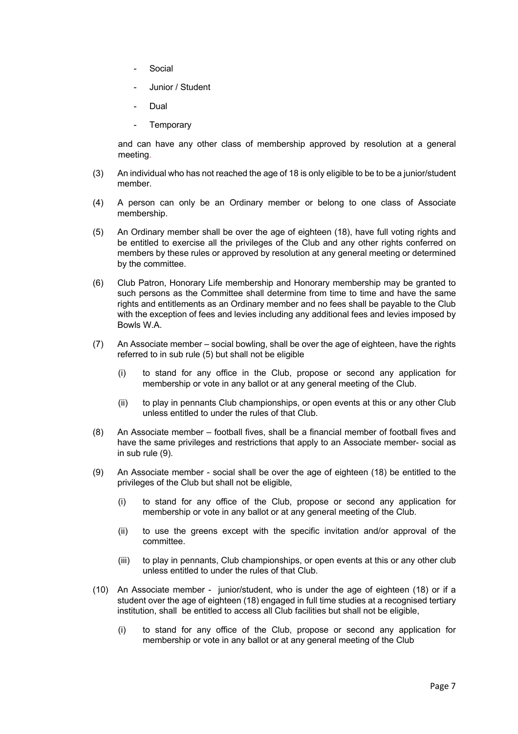- Social
- Junior / Student
- Dual
- Temporary

and can have any other class of membership approved by resolution at a general meeting.

(3) An individual who has not reached the age of 18 is only eligible to be to be a junior/student member.

(4) A person can only be an Ordinary member or belong to one class of Associate membership.

(5) An Ordinary member shall be over the age of eighteen (18), have full voting rights and be entitled to exercise all the privileges of the Club and any other rights conferred on members by these rules or approved by resolution at any general meeting or determined by the committee.

(6) Club Patron, Honorary Life membership and Honorary membership may be granted to such persons as the Committee shall determine from time to time and have the same rights and entitlements as an Ordinary member and no fees shall be payable to the Club with the exception of fees and levies including any additional fees and levies imposed by Bowls W.A.

(7) An Associate member – social bowling, shall be over the age of eighteen, have the rights referred to in sub rule (5) but shall not be eligible

   (i) to stand for any office in the Club, propose or second any application for membership or vote in any ballot or at any general meeting of the Club.

   (ii) to play in pennants Club championships, or open events at this or any other Club unless entitled to under the rules of that Club.

(8) An Associate member – football fives, shall be a financial member of football fives and have the same privileges and restrictions that apply to an Associate member- social as in sub rule (9).

(9) An Associate member - social shall be over the age of eighteen (18) be entitled to the privileges of the Club but shall not be eligible,

   (i) to stand for any office of the Club, propose or second any application for membership or vote in any ballot or at any general meeting of the Club.

   (ii) to use the greens except with the specific invitation and/or approval of the committee.

   (iii) to play in pennants, Club championships, or open events at this or any other club unless entitled to under the rules of that Club.

(10) An Associate member - junior/student, who is under the age of eighteen (18) or if a student over the age of eighteen (18) engaged in full time studies at a recognised tertiary institution, shall be entitled to access all Club facilities but shall not be eligible,

   (i) to stand for any office of the Club, propose or second any application for membership or vote in any ballot or at any general meeting of the Club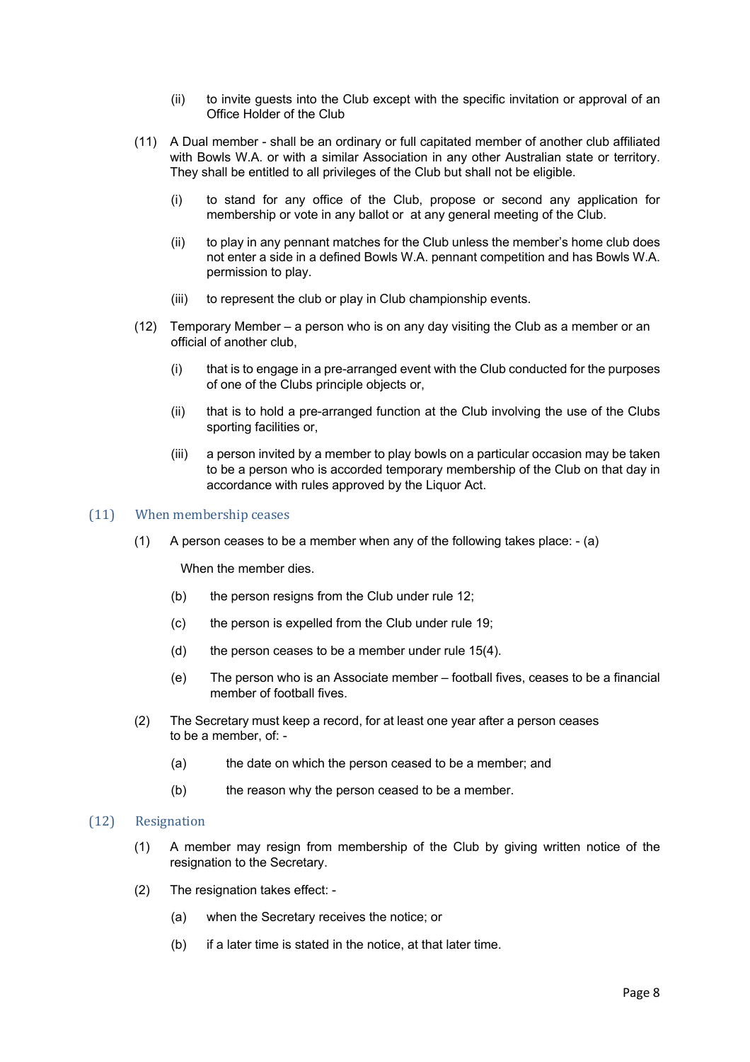(ii) to invite guests into the Club except with the specific invitation or approval of an Office Holder of the Club

(11) A Dual member - shall be an ordinary or full capitated member of another club affiliated with Bowls W.A. or with a similar Association in any other Australian state or territory. They shall be entitled to all privileges of the Club but shall not be eligible.

(i) to stand for any office of the Club, propose or second any application for membership or vote in any ballot or at any general meeting of the Club.

(ii) to play in any pennant matches for the Club unless the member's home club does not enter a side in a defined Bowls W.A. pennant competition and has Bowls W.A. permission to play.

(iii) to represent the club or play in Club championship events.

(12) Temporary Member – a person who is on any day visiting the Club as a member or an official of another club,

(i) that is to engage in a pre-arranged event with the Club conducted for the purposes of one of the Clubs principle objects or,

(ii) that is to hold a pre-arranged function at the Club involving the use of the Clubs sporting facilities or,

(iii) a person invited by a member to play bowls on a particular occasion may be taken to be a person who is accorded temporary membership of the Club on that day in accordance with rules approved by the Liquor Act.

## (11) When membership ceases

(1) A person ceases to be a member when any of the following takes place: - (a)

When the member dies.

(b) the person resigns from the Club under rule 12;

(c) the person is expelled from the Club under rule 19;

(d) the person ceases to be a member under rule 15(4).

(e) The person who is an Associate member – football fives, ceases to be a financial member of football fives.

(2) The Secretary must keep a record, for at least one year after a person ceases to be a member, of: -

(a) the date on which the person ceased to be a member; and

(b) the reason why the person ceased to be a member.

## (12) Resignation

(1) A member may resign from membership of the Club by giving written notice of the resignation to the Secretary.

(2) The resignation takes effect: -

(a) when the Secretary receives the notice; or

(b) if a later time is stated in the notice, at that later time.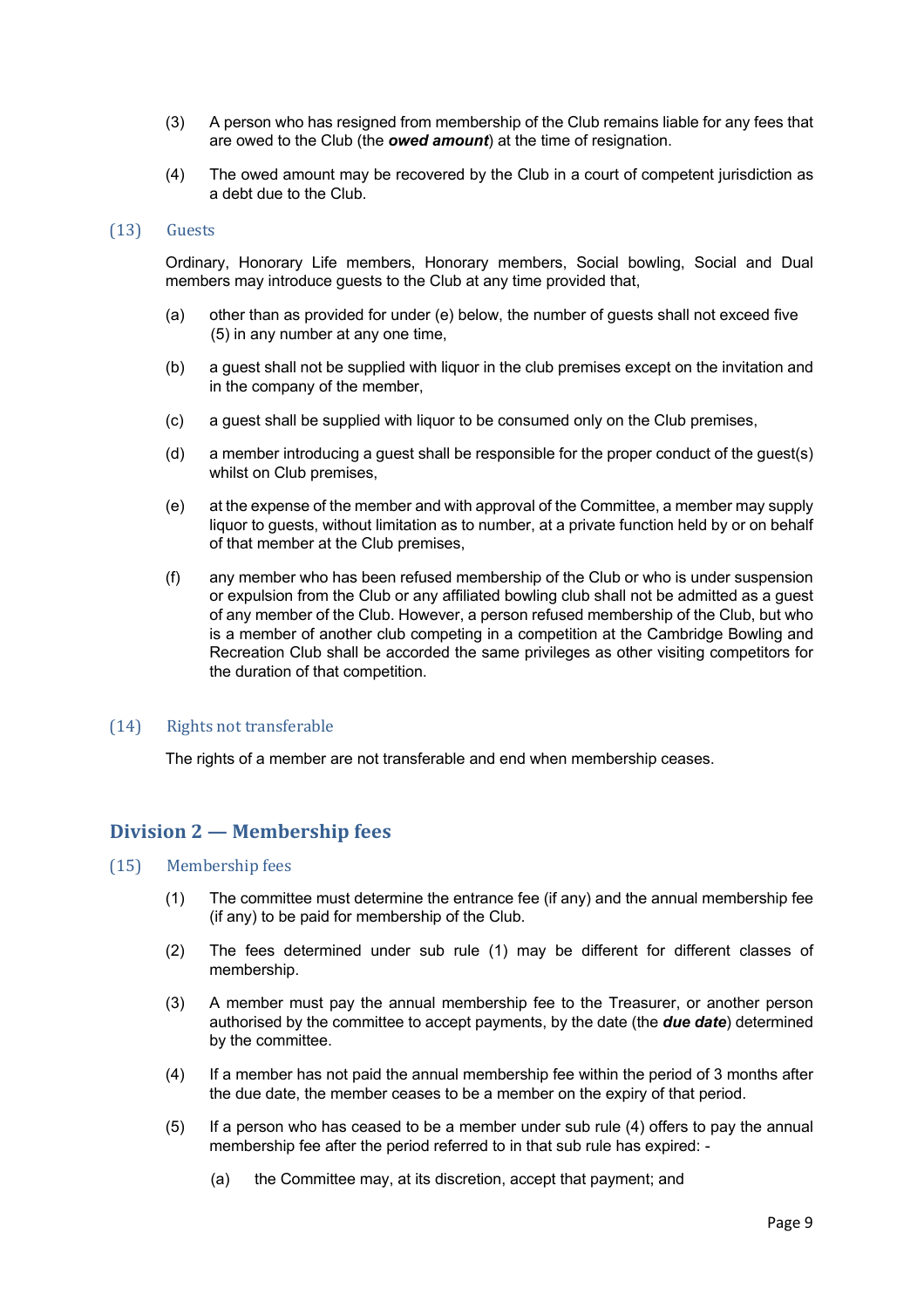(3) A person who has resigned from membership of the Club remains liable for any fees that are owed to the Club (the ***owed amount***) at the time of resignation.

(4) The owed amount may be recovered by the Club in a court of competent jurisdiction as a debt due to the Club.

### (13) Guests

Ordinary, Honorary Life members, Honorary members, Social bowling, Social and Dual members may introduce guests to the Club at any time provided that,

(a) other than as provided for under (e) below, the number of guests shall not exceed five (5) in any number at any one time,

(b) a guest shall not be supplied with liquor in the club premises except on the invitation and in the company of the member,

(c) a guest shall be supplied with liquor to be consumed only on the Club premises,

(d) a member introducing a guest shall be responsible for the proper conduct of the guest(s) whilst on Club premises,

(e) at the expense of the member and with approval of the Committee, a member may supply liquor to guests, without limitation as to number, at a private function held by or on behalf of that member at the Club premises,

(f) any member who has been refused membership of the Club or who is under suspension or expulsion from the Club or any affiliated bowling club shall not be admitted as a guest of any member of the Club. However, a person refused membership of the Club, but who is a member of another club competing in a competition at the Cambridge Bowling and Recreation Club shall be accorded the same privileges as other visiting competitors for the duration of that competition.

### (14) Rights not transferable

The rights of a member are not transferable and end when membership ceases.

## Division 2 — Membership fees

### (15) Membership fees

(1) The committee must determine the entrance fee (if any) and the annual membership fee (if any) to be paid for membership of the Club.

(2) The fees determined under sub rule (1) may be different for different classes of membership.

(3) A member must pay the annual membership fee to the Treasurer, or another person authorised by the committee to accept payments, by the date (the ***due date***) determined by the committee.

(4) If a member has not paid the annual membership fee within the period of 3 months after the due date, the member ceases to be a member on the expiry of that period.

(5) If a person who has ceased to be a member under sub rule (4) offers to pay the annual membership fee after the period referred to in that sub rule has expired: -

(a) the Committee may, at its discretion, accept that payment; and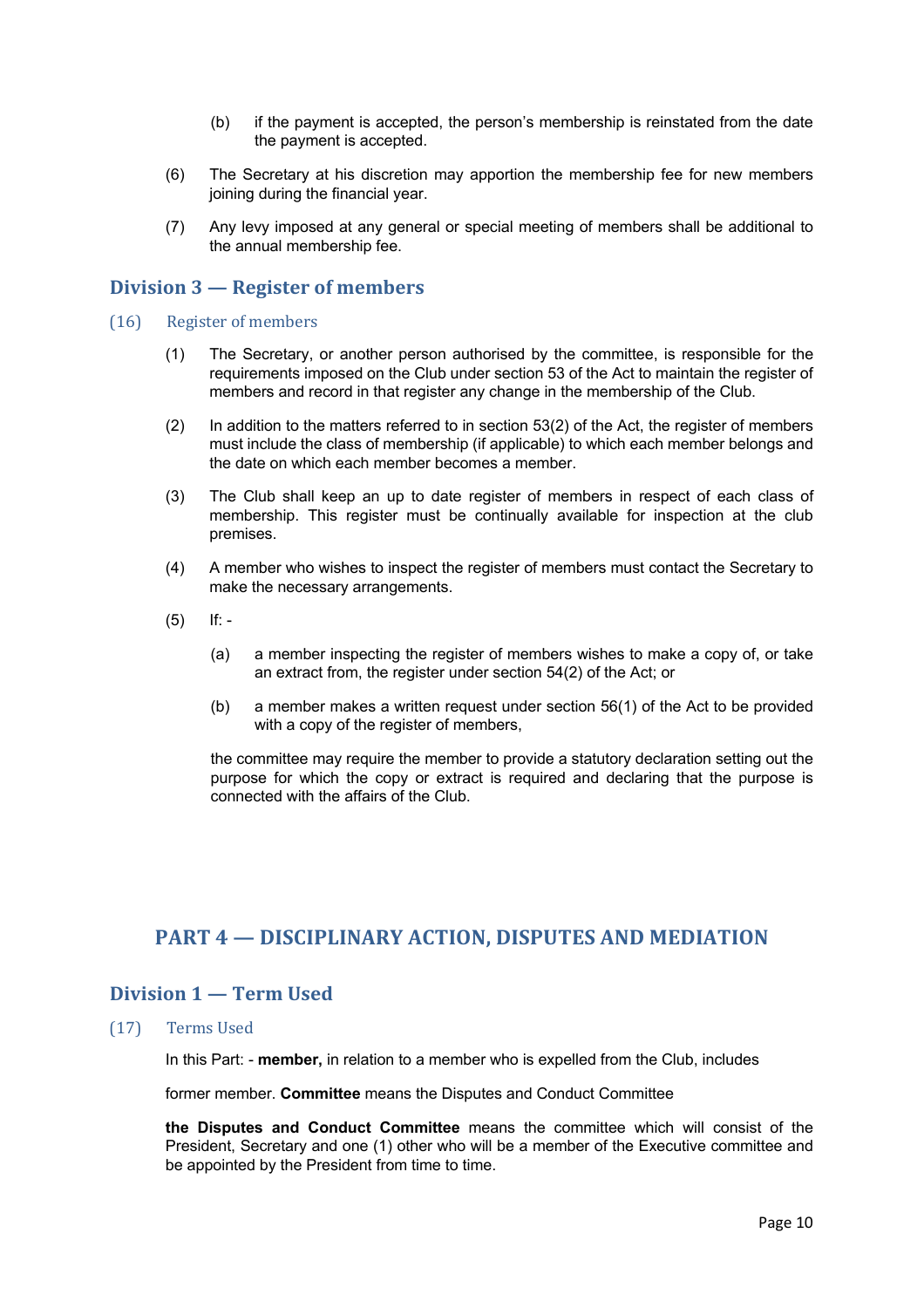(b) if the payment is accepted, the person's membership is reinstated from the date the payment is accepted.

(6) The Secretary at his discretion may apportion the membership fee for new members joining during the financial year.

(7) Any levy imposed at any general or special meeting of members shall be additional to the annual membership fee.

## Division 3 — Register of members

### (16) Register of members

(1) The Secretary, or another person authorised by the committee, is responsible for the requirements imposed on the Club under section 53 of the Act to maintain the register of members and record in that register any change in the membership of the Club.

(2) In addition to the matters referred to in section 53(2) of the Act, the register of members must include the class of membership (if applicable) to which each member belongs and the date on which each member becomes a member.

(3) The Club shall keep an up to date register of members in respect of each class of membership. This register must be continually available for inspection at the club premises.

(4) A member who wishes to inspect the register of members must contact the Secretary to make the necessary arrangements.

(5) If: -

(a) a member inspecting the register of members wishes to make a copy of, or take an extract from, the register under section 54(2) of the Act; or

(b) a member makes a written request under section 56(1) of the Act to be provided with a copy of the register of members,

the committee may require the member to provide a statutory declaration setting out the purpose for which the copy or extract is required and declaring that the purpose is connected with the affairs of the Club.

# PART 4 — DISCIPLINARY ACTION, DISPUTES AND MEDIATION

## Division 1 — Term Used

### (17) Terms Used

In this Part: - **member,** in relation to a member who is expelled from the Club, includes

former member. **Committee** means the Disputes and Conduct Committee

**the Disputes and Conduct Committee** means the committee which will consist of the President, Secretary and one (1) other who will be a member of the Executive committee and be appointed by the President from time to time.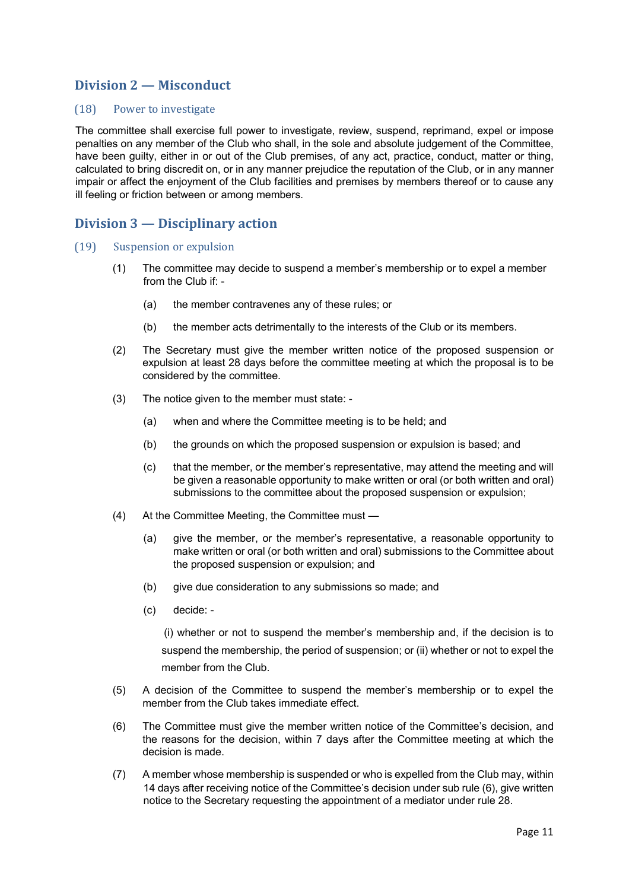## Division 2 — Misconduct

### (18) Power to investigate

The committee shall exercise full power to investigate, review, suspend, reprimand, expel or impose penalties on any member of the Club who shall, in the sole and absolute judgement of the Committee, have been guilty, either in or out of the Club premises, of any act, practice, conduct, matter or thing, calculated to bring discredit on, or in any manner prejudice the reputation of the Club, or in any manner impair or affect the enjoyment of the Club facilities and premises by members thereof or to cause any ill feeling or friction between or among members.

## Division 3 — Disciplinary action

### (19) Suspension or expulsion

(1) The committee may decide to suspend a member's membership or to expel a member from the Club if: -

(a) the member contravenes any of these rules; or

(b) the member acts detrimentally to the interests of the Club or its members.

(2) The Secretary must give the member written notice of the proposed suspension or expulsion at least 28 days before the committee meeting at which the proposal is to be considered by the committee.

(3) The notice given to the member must state: -

(a) when and where the Committee meeting is to be held; and

(b) the grounds on which the proposed suspension or expulsion is based; and

(c) that the member, or the member's representative, may attend the meeting and will be given a reasonable opportunity to make written or oral (or both written and oral) submissions to the committee about the proposed suspension or expulsion;

(4) At the Committee Meeting, the Committee must —

(a) give the member, or the member's representative, a reasonable opportunity to make written or oral (or both written and oral) submissions to the Committee about the proposed suspension or expulsion; and

(b) give due consideration to any submissions so made; and

(c) decide: -

(i) whether or not to suspend the member's membership and, if the decision is to suspend the membership, the period of suspension; or (ii) whether or not to expel the member from the Club.

(5) A decision of the Committee to suspend the member's membership or to expel the member from the Club takes immediate effect.

(6) The Committee must give the member written notice of the Committee's decision, and the reasons for the decision, within 7 days after the Committee meeting at which the decision is made.

(7) A member whose membership is suspended or who is expelled from the Club may, within 14 days after receiving notice of the Committee's decision under sub rule (6), give written notice to the Secretary requesting the appointment of a mediator under rule 28.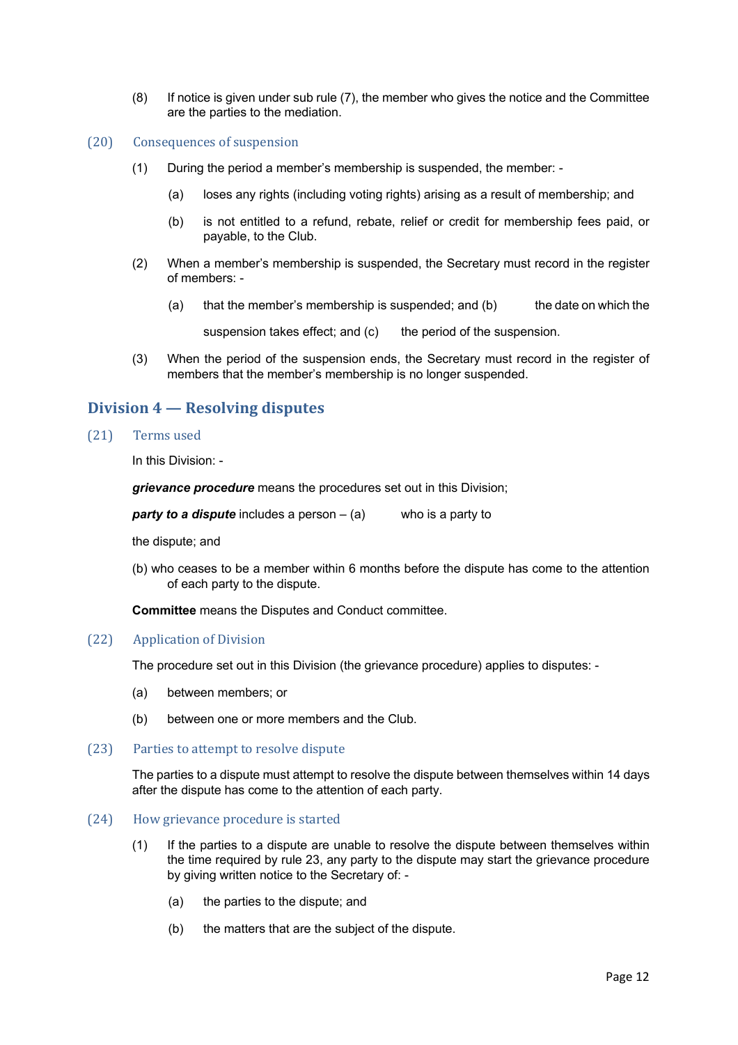(8) If notice is given under sub rule (7), the member who gives the notice and the Committee are the parties to the mediation.

### (20) Consequences of suspension

(1) During the period a member's membership is suspended, the member: -

(a) loses any rights (including voting rights) arising as a result of membership; and

(b) is not entitled to a refund, rebate, relief or credit for membership fees paid, or payable, to the Club.

(2) When a member's membership is suspended, the Secretary must record in the register of members: -

(a) that the member's membership is suspended; and (b) the date on which the suspension takes effect; and (c) the period of the suspension.

(3) When the period of the suspension ends, the Secretary must record in the register of members that the member's membership is no longer suspended.

## Division 4 — Resolving disputes

### (21) Terms used

In this Division: -

***grievance procedure*** means the procedures set out in this Division;

***party to a dispute*** includes a person – (a) who is a party to the dispute; and

(b) who ceases to be a member within 6 months before the dispute has come to the attention of each party to the dispute.

**Committee** means the Disputes and Conduct committee.

### (22) Application of Division

The procedure set out in this Division (the grievance procedure) applies to disputes: -

(a) between members; or

(b) between one or more members and the Club.

### (23) Parties to attempt to resolve dispute

The parties to a dispute must attempt to resolve the dispute between themselves within 14 days after the dispute has come to the attention of each party.

### (24) How grievance procedure is started

(1) If the parties to a dispute are unable to resolve the dispute between themselves within the time required by rule 23, any party to the dispute may start the grievance procedure by giving written notice to the Secretary of: -

(a) the parties to the dispute; and

(b) the matters that are the subject of the dispute.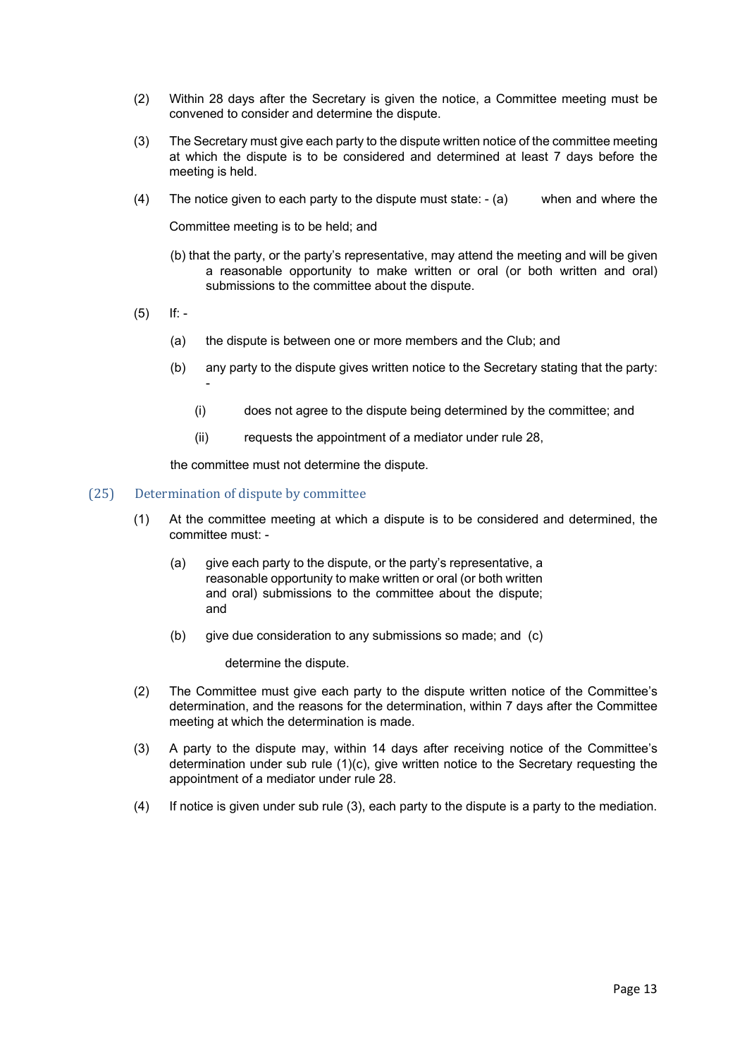(2) Within 28 days after the Secretary is given the notice, a Committee meeting must be convened to consider and determine the dispute.

(3) The Secretary must give each party to the dispute written notice of the committee meeting at which the dispute is to be considered and determined at least 7 days before the meeting is held.

(4) The notice given to each party to the dispute must state: -

(a) when and where the Committee meeting is to be held; and

(b) that the party, or the party's representative, may attend the meeting and will be given a reasonable opportunity to make written or oral (or both written and oral) submissions to the committee about the dispute.

(5) If: -

(a) the dispute is between one or more members and the Club; and

(b) any party to the dispute gives written notice to the Secretary stating that the party: -

(i) does not agree to the dispute being determined by the committee; and

(ii) requests the appointment of a mediator under rule 28,

the committee must not determine the dispute.

## (25) Determination of dispute by committee

(1) At the committee meeting at which a dispute is to be considered and determined, the committee must: -

(a) give each party to the dispute, or the party's representative, a reasonable opportunity to make written or oral (or both written and oral) submissions to the committee about the dispute; and

(b) give due consideration to any submissions so made; and

(c) determine the dispute.

(2) The Committee must give each party to the dispute written notice of the Committee's determination, and the reasons for the determination, within 7 days after the Committee meeting at which the determination is made.

(3) A party to the dispute may, within 14 days after receiving notice of the Committee's determination under sub rule (1)(c), give written notice to the Secretary requesting the appointment of a mediator under rule 28.

(4) If notice is given under sub rule (3), each party to the dispute is a party to the mediation.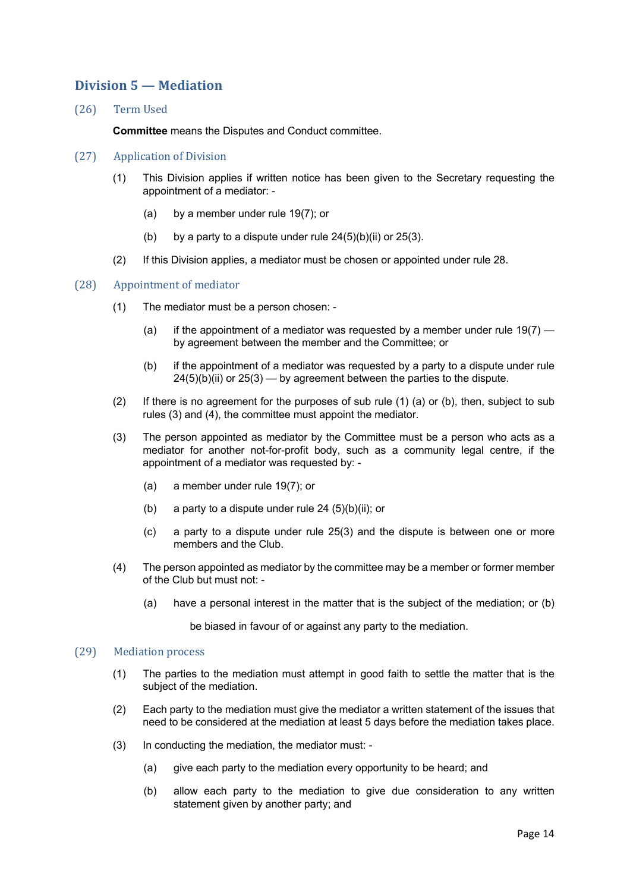## Division 5 — Mediation

### (26) Term Used

**Committee** means the Disputes and Conduct committee.

### (27) Application of Division

(1) This Division applies if written notice has been given to the Secretary requesting the appointment of a mediator: -

(a) by a member under rule 19(7); or

(b) by a party to a dispute under rule 24(5)(b)(ii) or 25(3).

(2) If this Division applies, a mediator must be chosen or appointed under rule 28.

### (28) Appointment of mediator

(1) The mediator must be a person chosen: -

(a) if the appointment of a mediator was requested by a member under rule 19(7) — by agreement between the member and the Committee; or

(b) if the appointment of a mediator was requested by a party to a dispute under rule 24(5)(b)(ii) or 25(3) — by agreement between the parties to the dispute.

(2) If there is no agreement for the purposes of sub rule (1) (a) or (b), then, subject to sub rules (3) and (4), the committee must appoint the mediator.

(3) The person appointed as mediator by the Committee must be a person who acts as a mediator for another not-for-profit body, such as a community legal centre, if the appointment of a mediator was requested by: -

(a) a member under rule 19(7); or

(b) a party to a dispute under rule 24 (5)(b)(ii); or

(c) a party to a dispute under rule 25(3) and the dispute is between one or more members and the Club.

(4) The person appointed as mediator by the committee may be a member or former member of the Club but must not: -

(a) have a personal interest in the matter that is the subject of the mediation; or (b)

be biased in favour of or against any party to the mediation.

### (29) Mediation process

(1) The parties to the mediation must attempt in good faith to settle the matter that is the subject of the mediation.

(2) Each party to the mediation must give the mediator a written statement of the issues that need to be considered at the mediation at least 5 days before the mediation takes place.

(3) In conducting the mediation, the mediator must: -

(a) give each party to the mediation every opportunity to be heard; and

(b) allow each party to the mediation to give due consideration to any written statement given by another party; and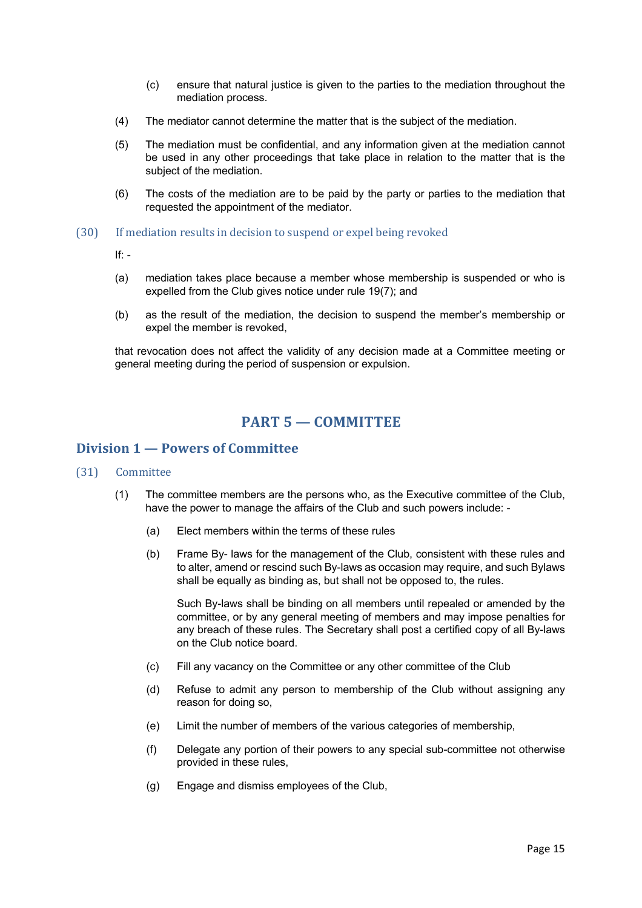(c) ensure that natural justice is given to the parties to the mediation throughout the mediation process.

(4) The mediator cannot determine the matter that is the subject of the mediation.

(5) The mediation must be confidential, and any information given at the mediation cannot be used in any other proceedings that take place in relation to the matter that is the subject of the mediation.

(6) The costs of the mediation are to be paid by the party or parties to the mediation that requested the appointment of the mediator.

### (30) If mediation results in decision to suspend or expel being revoked

If: -

(a) mediation takes place because a member whose membership is suspended or who is expelled from the Club gives notice under rule 19(7); and

(b) as the result of the mediation, the decision to suspend the member's membership or expel the member is revoked,

that revocation does not affect the validity of any decision made at a Committee meeting or general meeting during the period of suspension or expulsion.

# PART 5 — COMMITTEE

## Division 1 — Powers of Committee

### (31) Committee

(1) The committee members are the persons who, as the Executive committee of the Club, have the power to manage the affairs of the Club and such powers include: -

(a) Elect members within the terms of these rules

(b) Frame By- laws for the management of the Club, consistent with these rules and to alter, amend or rescind such By-laws as occasion may require, and such Bylaws shall be equally as binding as, but shall not be opposed to, the rules.

Such By-laws shall be binding on all members until repealed or amended by the committee, or by any general meeting of members and may impose penalties for any breach of these rules. The Secretary shall post a certified copy of all By-laws on the Club notice board.

(c) Fill any vacancy on the Committee or any other committee of the Club

(d) Refuse to admit any person to membership of the Club without assigning any reason for doing so,

(e) Limit the number of members of the various categories of membership,

(f) Delegate any portion of their powers to any special sub-committee not otherwise provided in these rules,

(g) Engage and dismiss employees of the Club,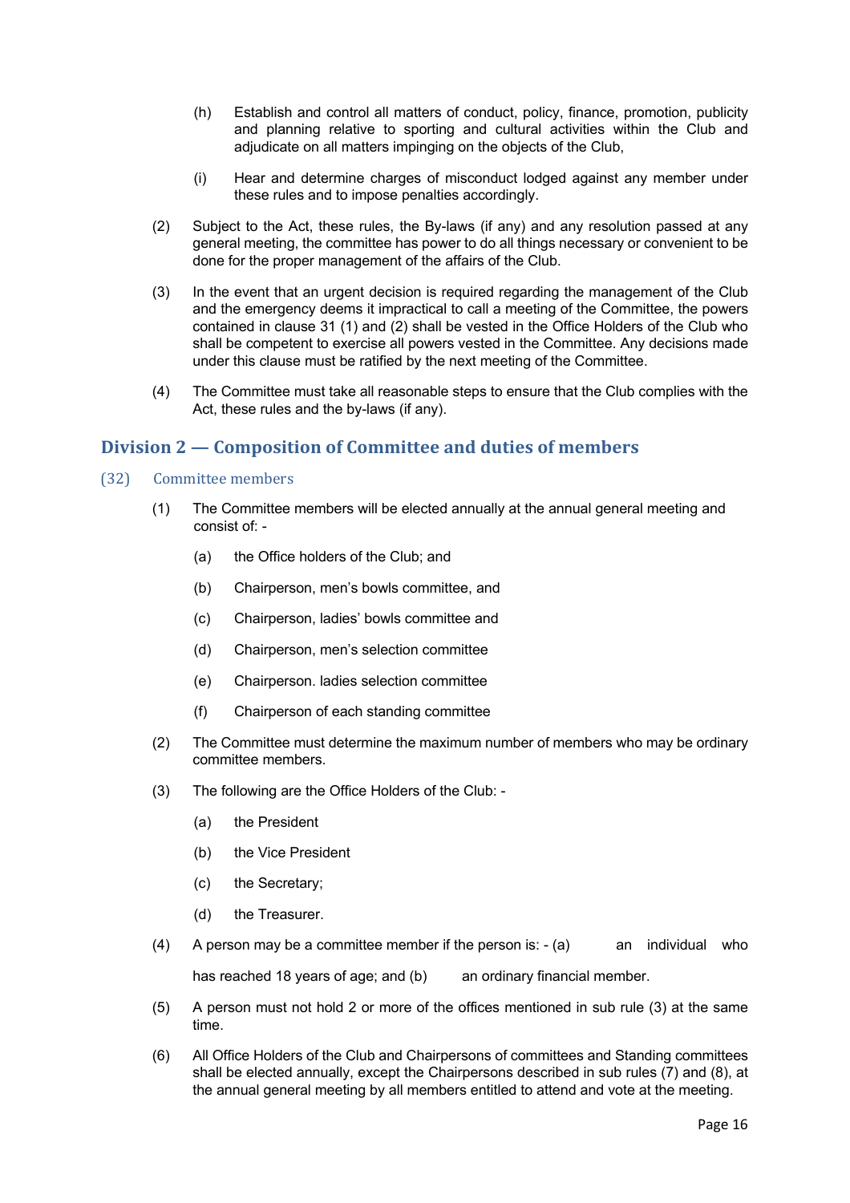(h) Establish and control all matters of conduct, policy, finance, promotion, publicity and planning relative to sporting and cultural activities within the Club and adjudicate on all matters impinging on the objects of the Club,

(i) Hear and determine charges of misconduct lodged against any member under these rules and to impose penalties accordingly.

(2) Subject to the Act, these rules, the By-laws (if any) and any resolution passed at any general meeting, the committee has power to do all things necessary or convenient to be done for the proper management of the affairs of the Club.

(3) In the event that an urgent decision is required regarding the management of the Club and the emergency deems it impractical to call a meeting of the Committee, the powers contained in clause 31 (1) and (2) shall be vested in the Office Holders of the Club who shall be competent to exercise all powers vested in the Committee. Any decisions made under this clause must be ratified by the next meeting of the Committee.

(4) The Committee must take all reasonable steps to ensure that the Club complies with the Act, these rules and the by-laws (if any).

## Division 2 — Composition of Committee and duties of members

### (32) Committee members

(1) The Committee members will be elected annually at the annual general meeting and consist of: -

(a) the Office holders of the Club; and

(b) Chairperson, men's bowls committee, and

(c) Chairperson, ladies' bowls committee and

(d) Chairperson, men's selection committee

(e) Chairperson. ladies selection committee

(f) Chairperson of each standing committee

(2) The Committee must determine the maximum number of members who may be ordinary committee members.

(3) The following are the Office Holders of the Club: -

(a) the President

(b) the Vice President

(c) the Secretary;

(d) the Treasurer.

(4) A person may be a committee member if the person is: - (a) an individual who has reached 18 years of age; and (b) an ordinary financial member.

(5) A person must not hold 2 or more of the offices mentioned in sub rule (3) at the same time.

(6) All Office Holders of the Club and Chairpersons of committees and Standing committees shall be elected annually, except the Chairpersons described in sub rules (7) and (8), at the annual general meeting by all members entitled to attend and vote at the meeting.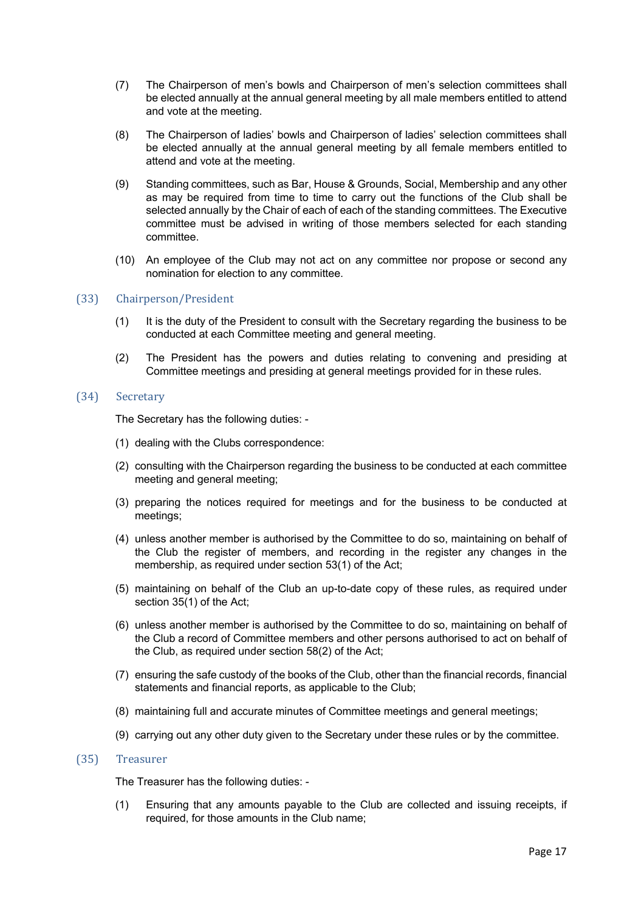(7) The Chairperson of men's bowls and Chairperson of men's selection committees shall be elected annually at the annual general meeting by all male members entitled to attend and vote at the meeting.

(8) The Chairperson of ladies' bowls and Chairperson of ladies' selection committees shall be elected annually at the annual general meeting by all female members entitled to attend and vote at the meeting.

(9) Standing committees, such as Bar, House & Grounds, Social, Membership and any other as may be required from time to time to carry out the functions of the Club shall be selected annually by the Chair of each of each of the standing committees. The Executive committee must be advised in writing of those members selected for each standing committee.

(10) An employee of the Club may not act on any committee nor propose or second any nomination for election to any committee.

## (33) Chairperson/President

(1) It is the duty of the President to consult with the Secretary regarding the business to be conducted at each Committee meeting and general meeting.

(2) The President has the powers and duties relating to convening and presiding at Committee meetings and presiding at general meetings provided for in these rules.

## (34) Secretary

The Secretary has the following duties: -

(1) dealing with the Clubs correspondence:

(2) consulting with the Chairperson regarding the business to be conducted at each committee meeting and general meeting;

(3) preparing the notices required for meetings and for the business to be conducted at meetings;

(4) unless another member is authorised by the Committee to do so, maintaining on behalf of the Club the register of members, and recording in the register any changes in the membership, as required under section 53(1) of the Act;

(5) maintaining on behalf of the Club an up-to-date copy of these rules, as required under section 35(1) of the Act;

(6) unless another member is authorised by the Committee to do so, maintaining on behalf of the Club a record of Committee members and other persons authorised to act on behalf of the Club, as required under section 58(2) of the Act;

(7) ensuring the safe custody of the books of the Club, other than the financial records, financial statements and financial reports, as applicable to the Club;

(8) maintaining full and accurate minutes of Committee meetings and general meetings;

(9) carrying out any other duty given to the Secretary under these rules or by the committee.

## (35) Treasurer

The Treasurer has the following duties: -

(1) Ensuring that any amounts payable to the Club are collected and issuing receipts, if required, for those amounts in the Club name;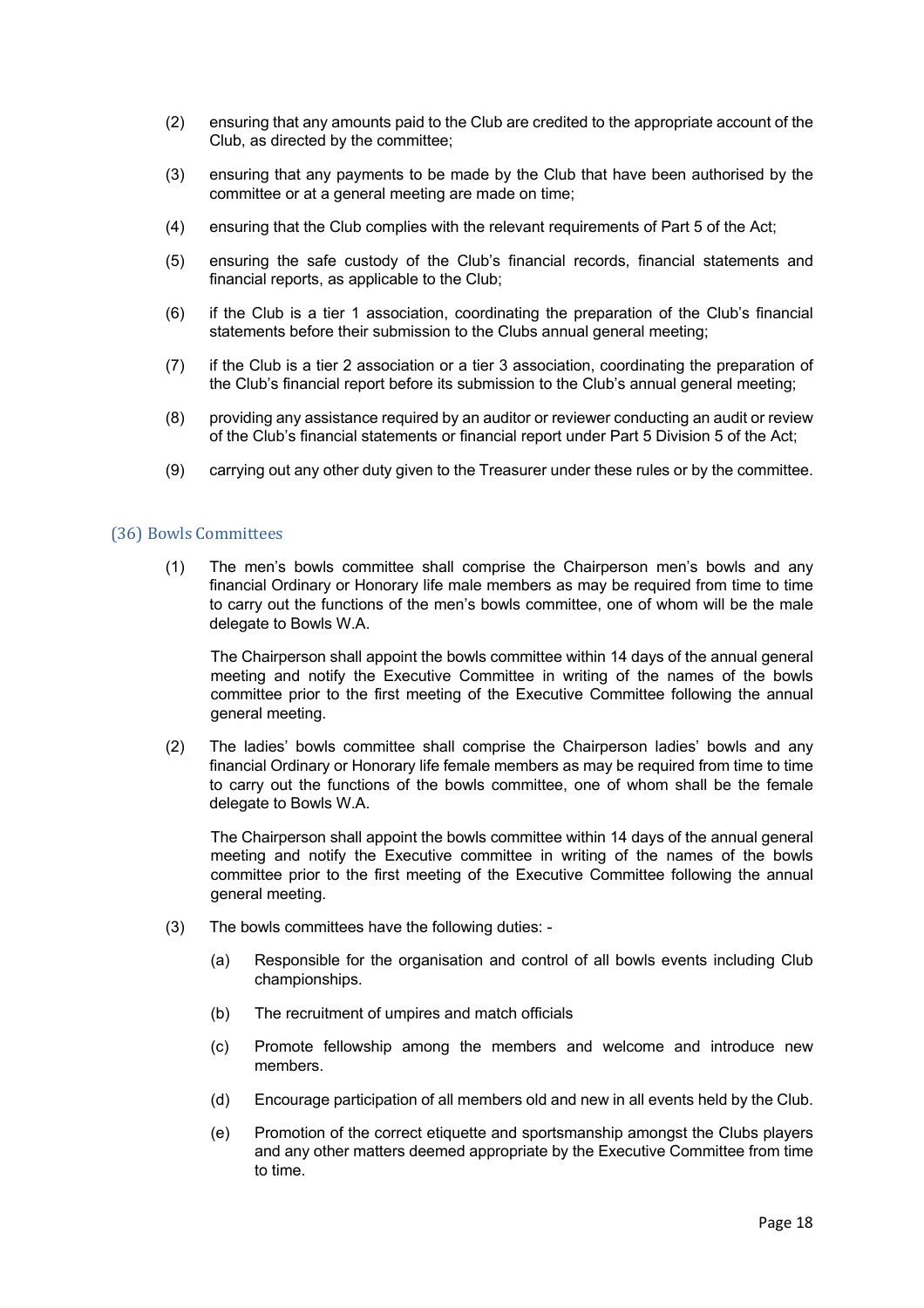(2) ensuring that any amounts paid to the Club are credited to the appropriate account of the Club, as directed by the committee;

(3) ensuring that any payments to be made by the Club that have been authorised by the committee or at a general meeting are made on time;

(4) ensuring that the Club complies with the relevant requirements of Part 5 of the Act;

(5) ensuring the safe custody of the Club's financial records, financial statements and financial reports, as applicable to the Club;

(6) if the Club is a tier 1 association, coordinating the preparation of the Club's financial statements before their submission to the Clubs annual general meeting;

(7) if the Club is a tier 2 association or a tier 3 association, coordinating the preparation of the Club's financial report before its submission to the Club's annual general meeting;

(8) providing any assistance required by an auditor or reviewer conducting an audit or review of the Club's financial statements or financial report under Part 5 Division 5 of the Act;

(9) carrying out any other duty given to the Treasurer under these rules or by the committee.

## (36) Bowls Committees

(1) The men's bowls committee shall comprise the Chairperson men's bowls and any financial Ordinary or Honorary life male members as may be required from time to time to carry out the functions of the men's bowls committee, one of whom will be the male delegate to Bowls W.A.

The Chairperson shall appoint the bowls committee within 14 days of the annual general meeting and notify the Executive Committee in writing of the names of the bowls committee prior to the first meeting of the Executive Committee following the annual general meeting.

(2) The ladies' bowls committee shall comprise the Chairperson ladies' bowls and any financial Ordinary or Honorary life female members as may be required from time to time to carry out the functions of the bowls committee, one of whom shall be the female delegate to Bowls W.A.

The Chairperson shall appoint the bowls committee within 14 days of the annual general meeting and notify the Executive committee in writing of the names of the bowls committee prior to the first meeting of the Executive Committee following the annual general meeting.

(3) The bowls committees have the following duties: -

(a) Responsible for the organisation and control of all bowls events including Club championships.

(b) The recruitment of umpires and match officials

(c) Promote fellowship among the members and welcome and introduce new members.

(d) Encourage participation of all members old and new in all events held by the Club.

(e) Promotion of the correct etiquette and sportsmanship amongst the Clubs players and any other matters deemed appropriate by the Executive Committee from time to time.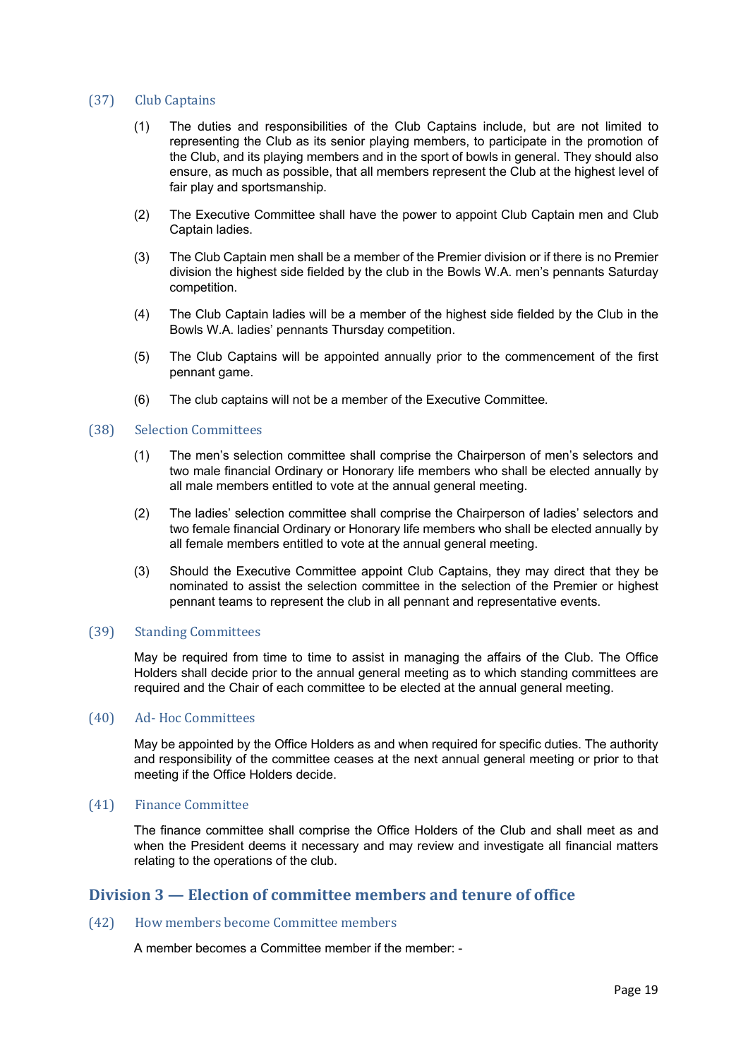### (37) Club Captains

(1) The duties and responsibilities of the Club Captains include, but are not limited to representing the Club as its senior playing members, to participate in the promotion of the Club, and its playing members and in the sport of bowls in general. They should also ensure, as much as possible, that all members represent the Club at the highest level of fair play and sportsmanship.

(2) The Executive Committee shall have the power to appoint Club Captain men and Club Captain ladies.

(3) The Club Captain men shall be a member of the Premier division or if there is no Premier division the highest side fielded by the club in the Bowls W.A. men's pennants Saturday competition.

(4) The Club Captain ladies will be a member of the highest side fielded by the Club in the Bowls W.A. ladies' pennants Thursday competition.

(5) The Club Captains will be appointed annually prior to the commencement of the first pennant game.

(6) The club captains will not be a member of the Executive Committee.

### (38) Selection Committees

(1) The men's selection committee shall comprise the Chairperson of men's selectors and two male financial Ordinary or Honorary life members who shall be elected annually by all male members entitled to vote at the annual general meeting.

(2) The ladies' selection committee shall comprise the Chairperson of ladies' selectors and two female financial Ordinary or Honorary life members who shall be elected annually by all female members entitled to vote at the annual general meeting.

(3) Should the Executive Committee appoint Club Captains, they may direct that they be nominated to assist the selection committee in the selection of the Premier or highest pennant teams to represent the club in all pennant and representative events.

### (39) Standing Committees

May be required from time to time to assist in managing the affairs of the Club. The Office Holders shall decide prior to the annual general meeting as to which standing committees are required and the Chair of each committee to be elected at the annual general meeting.

### (40) Ad- Hoc Committees

May be appointed by the Office Holders as and when required for specific duties. The authority and responsibility of the committee ceases at the next annual general meeting or prior to that meeting if the Office Holders decide.

### (41) Finance Committee

The finance committee shall comprise the Office Holders of the Club and shall meet as and when the President deems it necessary and may review and investigate all financial matters relating to the operations of the club.

## Division 3 — Election of committee members and tenure of office

### (42) How members become Committee members

A member becomes a Committee member if the member: -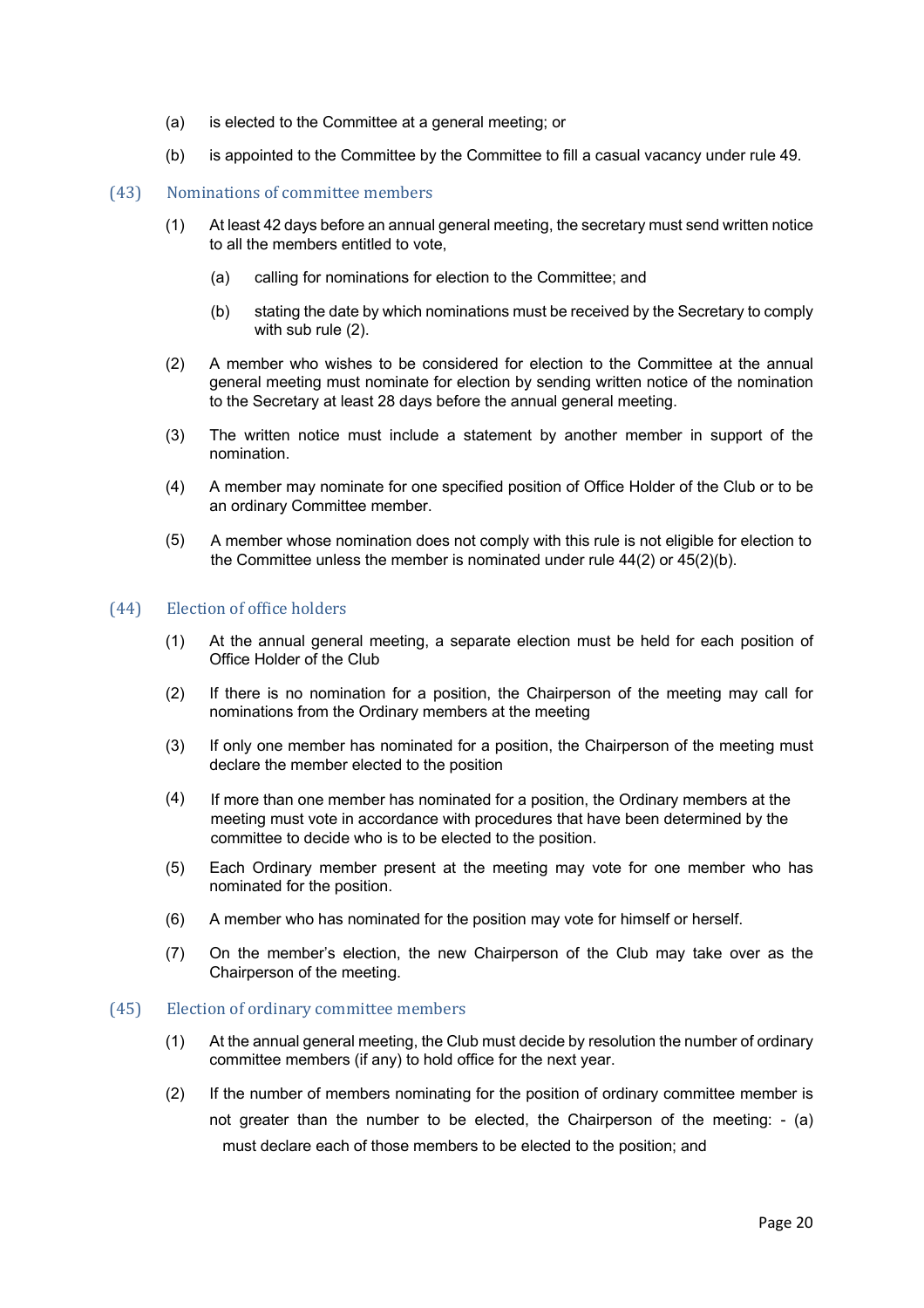(a) is elected to the Committee at a general meeting; or

(b) is appointed to the Committee by the Committee to fill a casual vacancy under rule 49.

### (43) Nominations of committee members

(1) At least 42 days before an annual general meeting, the secretary must send written notice to all the members entitled to vote,

(a) calling for nominations for election to the Committee; and

(b) stating the date by which nominations must be received by the Secretary to comply with sub rule (2).

(2) A member who wishes to be considered for election to the Committee at the annual general meeting must nominate for election by sending written notice of the nomination to the Secretary at least 28 days before the annual general meeting.

(3) The written notice must include a statement by another member in support of the nomination.

(4) A member may nominate for one specified position of Office Holder of the Club or to be an ordinary Committee member.

(5) A member whose nomination does not comply with this rule is not eligible for election to the Committee unless the member is nominated under rule 44(2) or 45(2)(b).

### (44) Election of office holders

(1) At the annual general meeting, a separate election must be held for each position of Office Holder of the Club

(2) If there is no nomination for a position, the Chairperson of the meeting may call for nominations from the Ordinary members at the meeting

(3) If only one member has nominated for a position, the Chairperson of the meeting must declare the member elected to the position

(4) If more than one member has nominated for a position, the Ordinary members at the meeting must vote in accordance with procedures that have been determined by the committee to decide who is to be elected to the position.

(5) Each Ordinary member present at the meeting may vote for one member who has nominated for the position.

(6) A member who has nominated for the position may vote for himself or herself.

(7) On the member's election, the new Chairperson of the Club may take over as the Chairperson of the meeting.

### (45) Election of ordinary committee members

(1) At the annual general meeting, the Club must decide by resolution the number of ordinary committee members (if any) to hold office for the next year.

(2) If the number of members nominating for the position of ordinary committee member is not greater than the number to be elected, the Chairperson of the meeting: - (a) must declare each of those members to be elected to the position; and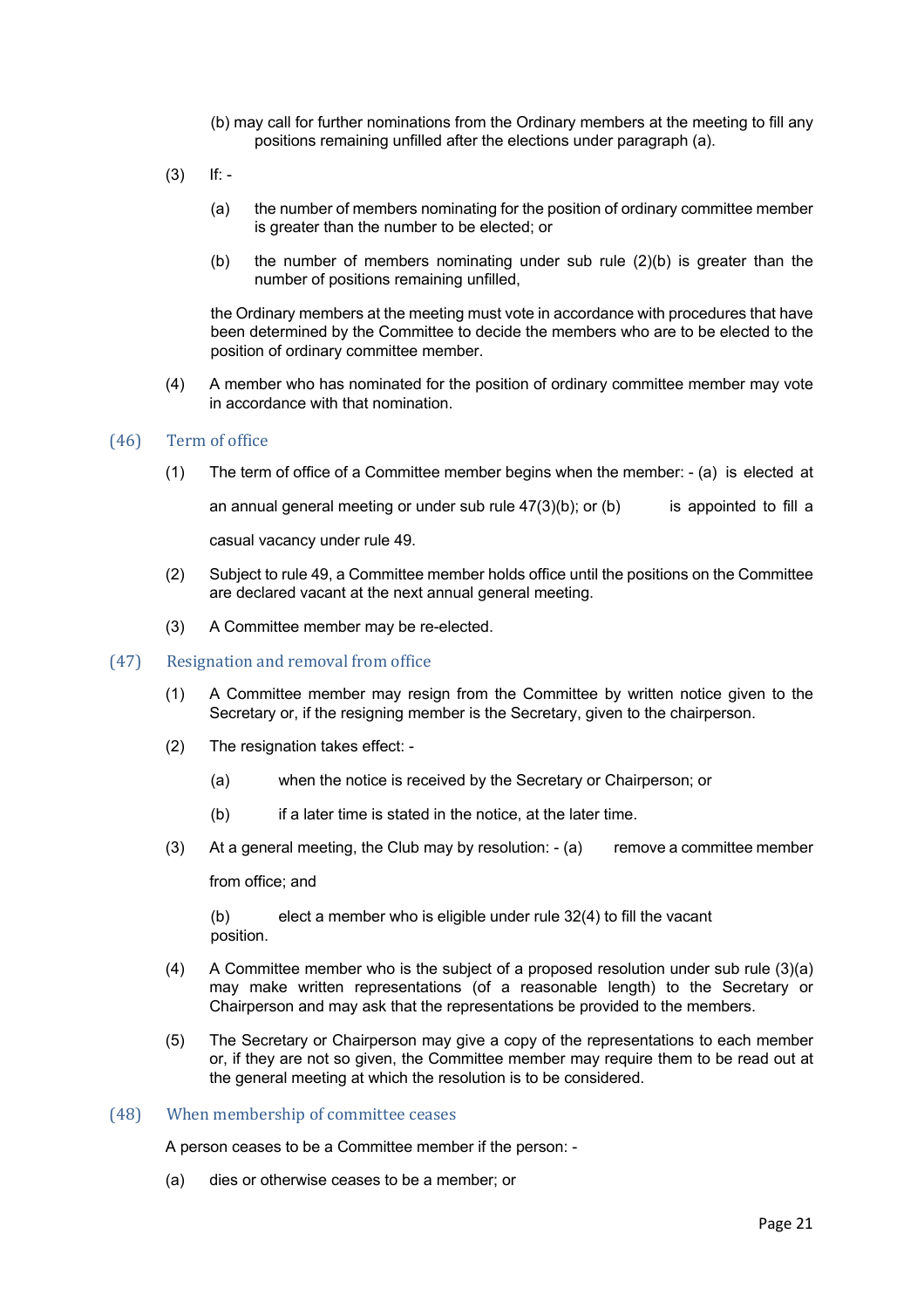(b) may call for further nominations from the Ordinary members at the meeting to fill any positions remaining unfilled after the elections under paragraph (a).

(3) If: -

(a) the number of members nominating for the position of ordinary committee member is greater than the number to be elected; or

(b) the number of members nominating under sub rule (2)(b) is greater than the number of positions remaining unfilled,

the Ordinary members at the meeting must vote in accordance with procedures that have been determined by the Committee to decide the members who are to be elected to the position of ordinary committee member.

(4) A member who has nominated for the position of ordinary committee member may vote in accordance with that nomination.

## (46) Term of office

(1) The term of office of a Committee member begins when the member: - (a) is elected at an annual general meeting or under sub rule 47(3)(b); or (b) is appointed to fill a casual vacancy under rule 49.

(2) Subject to rule 49, a Committee member holds office until the positions on the Committee are declared vacant at the next annual general meeting.

(3) A Committee member may be re-elected.

## (47) Resignation and removal from office

(1) A Committee member may resign from the Committee by written notice given to the Secretary or, if the resigning member is the Secretary, given to the chairperson.

(2) The resignation takes effect: -

(a) when the notice is received by the Secretary or Chairperson; or

(b) if a later time is stated in the notice, at the later time.

(3) At a general meeting, the Club may by resolution: - (a) remove a committee member from office; and

(b) elect a member who is eligible under rule 32(4) to fill the vacant position.

(4) A Committee member who is the subject of a proposed resolution under sub rule (3)(a) may make written representations (of a reasonable length) to the Secretary or Chairperson and may ask that the representations be provided to the members.

(5) The Secretary or Chairperson may give a copy of the representations to each member or, if they are not so given, the Committee member may require them to be read out at the general meeting at which the resolution is to be considered.

## (48) When membership of committee ceases

A person ceases to be a Committee member if the person: -

(a) dies or otherwise ceases to be a member; or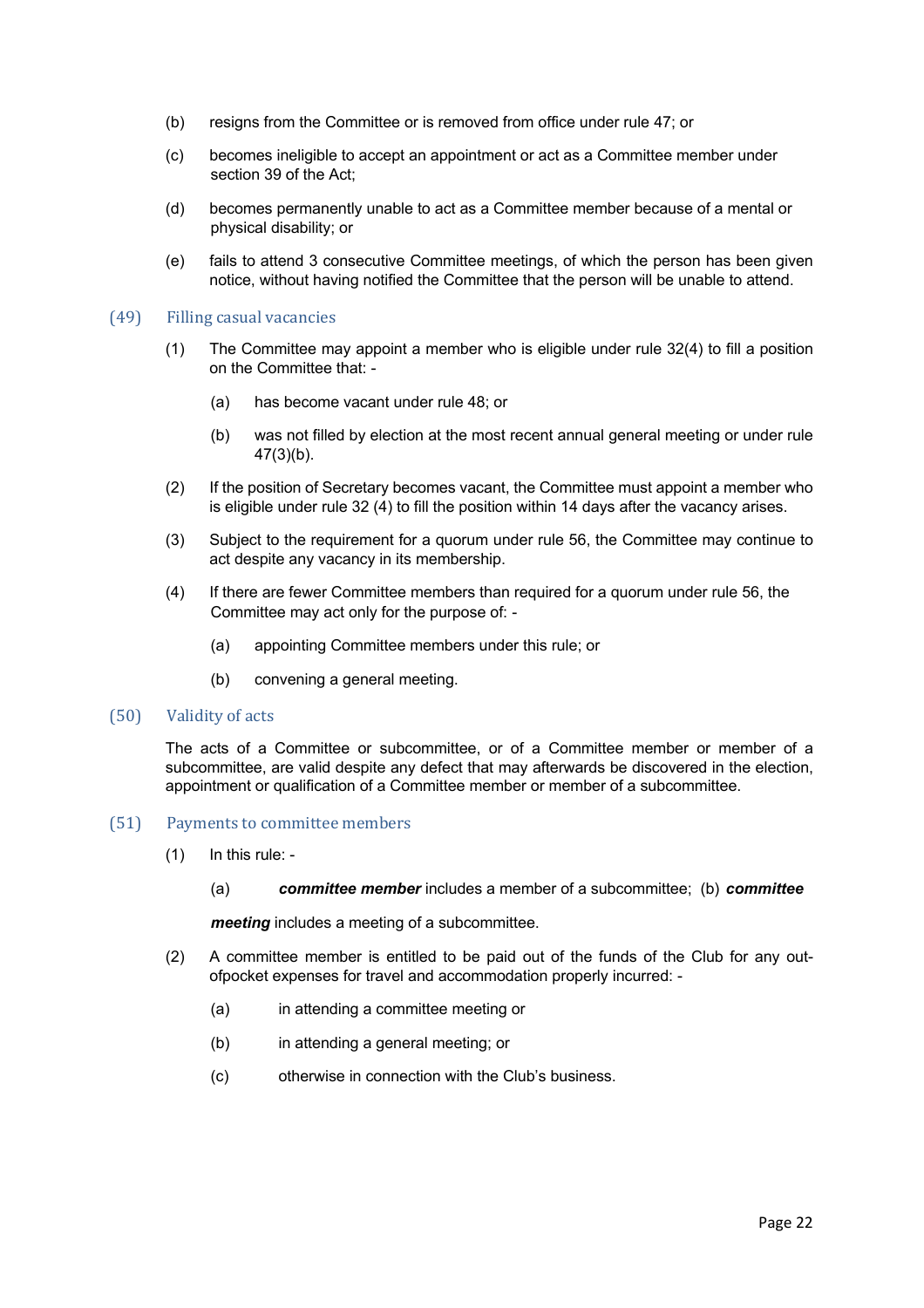(b) resigns from the Committee or is removed from office under rule 47; or

(c) becomes ineligible to accept an appointment or act as a Committee member under section 39 of the Act;

(d) becomes permanently unable to act as a Committee member because of a mental or physical disability; or

(e) fails to attend 3 consecutive Committee meetings, of which the person has been given notice, without having notified the Committee that the person will be unable to attend.

## (49) Filling casual vacancies

(1) The Committee may appoint a member who is eligible under rule 32(4) to fill a position on the Committee that: -

(a) has become vacant under rule 48; or

(b) was not filled by election at the most recent annual general meeting or under rule 47(3)(b).

(2) If the position of Secretary becomes vacant, the Committee must appoint a member who is eligible under rule 32 (4) to fill the position within 14 days after the vacancy arises.

(3) Subject to the requirement for a quorum under rule 56, the Committee may continue to act despite any vacancy in its membership.

(4) If there are fewer Committee members than required for a quorum under rule 56, the Committee may act only for the purpose of: -

(a) appointing Committee members under this rule; or

(b) convening a general meeting.

## (50) Validity of acts

The acts of a Committee or subcommittee, or of a Committee member or member of a subcommittee, are valid despite any defect that may afterwards be discovered in the election, appointment or qualification of a Committee member or member of a subcommittee.

## (51) Payments to committee members

(1) In this rule: -

(a) ***committee member*** includes a member of a subcommittee; (b) ***committee meeting*** includes a meeting of a subcommittee.

(2) A committee member is entitled to be paid out of the funds of the Club for any out-ofpocket expenses for travel and accommodation properly incurred: -

(a) in attending a committee meeting or

(b) in attending a general meeting; or

(c) otherwise in connection with the Club's business.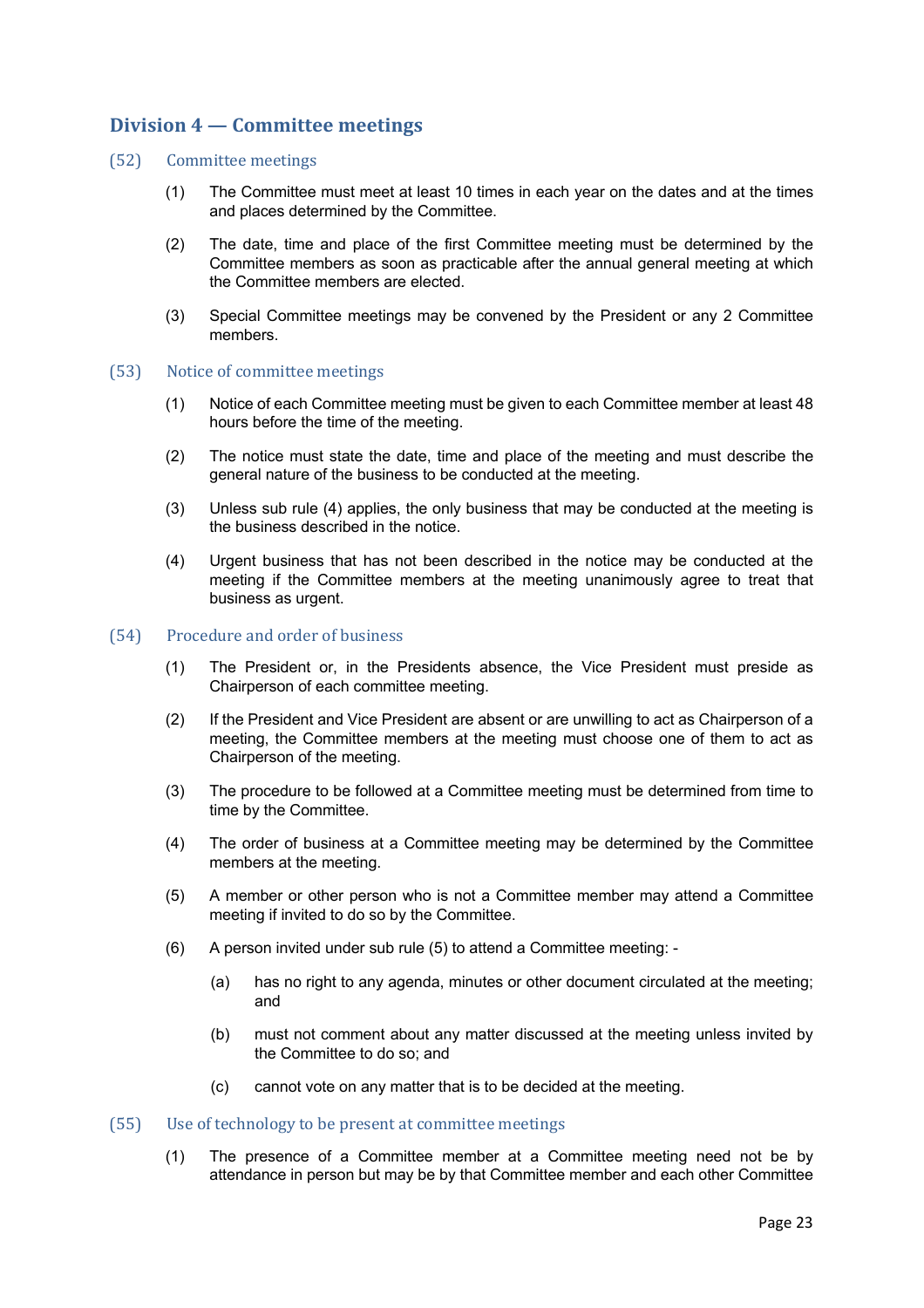## Division 4 — Committee meetings

### (52) Committee meetings

(1) The Committee must meet at least 10 times in each year on the dates and at the times and places determined by the Committee.

(2) The date, time and place of the first Committee meeting must be determined by the Committee members as soon as practicable after the annual general meeting at which the Committee members are elected.

(3) Special Committee meetings may be convened by the President or any 2 Committee members.

### (53) Notice of committee meetings

(1) Notice of each Committee meeting must be given to each Committee member at least 48 hours before the time of the meeting.

(2) The notice must state the date, time and place of the meeting and must describe the general nature of the business to be conducted at the meeting.

(3) Unless sub rule (4) applies, the only business that may be conducted at the meeting is the business described in the notice.

(4) Urgent business that has not been described in the notice may be conducted at the meeting if the Committee members at the meeting unanimously agree to treat that business as urgent.

### (54) Procedure and order of business

(1) The President or, in the Presidents absence, the Vice President must preside as Chairperson of each committee meeting.

(2) If the President and Vice President are absent or are unwilling to act as Chairperson of a meeting, the Committee members at the meeting must choose one of them to act as Chairperson of the meeting.

(3) The procedure to be followed at a Committee meeting must be determined from time to time by the Committee.

(4) The order of business at a Committee meeting may be determined by the Committee members at the meeting.

(5) A member or other person who is not a Committee member may attend a Committee meeting if invited to do so by the Committee.

(6) A person invited under sub rule (5) to attend a Committee meeting: -

(a) has no right to any agenda, minutes or other document circulated at the meeting; and

(b) must not comment about any matter discussed at the meeting unless invited by the Committee to do so; and

(c) cannot vote on any matter that is to be decided at the meeting.

### (55) Use of technology to be present at committee meetings

(1) The presence of a Committee member at a Committee meeting need not be by attendance in person but may be by that Committee member and each other Committee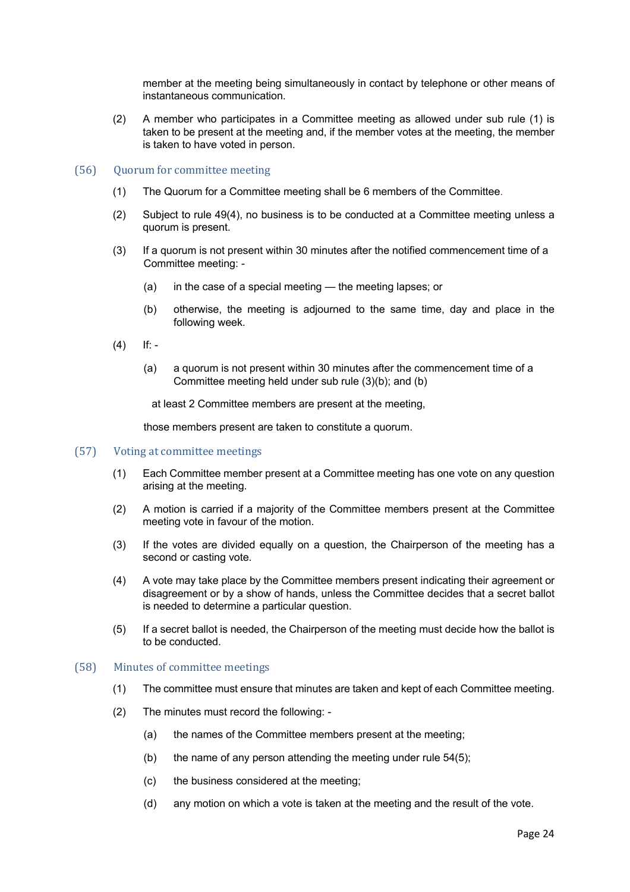member at the meeting being simultaneously in contact by telephone or other means of instantaneous communication.

(2) A member who participates in a Committee meeting as allowed under sub rule (1) is taken to be present at the meeting and, if the member votes at the meeting, the member is taken to have voted in person.

## (56) Quorum for committee meeting

(1) The Quorum for a Committee meeting shall be 6 members of the Committee.

(2) Subject to rule 49(4), no business is to be conducted at a Committee meeting unless a quorum is present.

(3) If a quorum is not present within 30 minutes after the notified commencement time of a Committee meeting: -

(a) in the case of a special meeting — the meeting lapses; or

(b) otherwise, the meeting is adjourned to the same time, day and place in the following week.

(4) If: -

(a) a quorum is not present within 30 minutes after the commencement time of a Committee meeting held under sub rule (3)(b); and (b)

at least 2 Committee members are present at the meeting,

those members present are taken to constitute a quorum.

## (57) Voting at committee meetings

(1) Each Committee member present at a Committee meeting has one vote on any question arising at the meeting.

(2) A motion is carried if a majority of the Committee members present at the Committee meeting vote in favour of the motion.

(3) If the votes are divided equally on a question, the Chairperson of the meeting has a second or casting vote.

(4) A vote may take place by the Committee members present indicating their agreement or disagreement or by a show of hands, unless the Committee decides that a secret ballot is needed to determine a particular question.

(5) If a secret ballot is needed, the Chairperson of the meeting must decide how the ballot is to be conducted.

## (58) Minutes of committee meetings

(1) The committee must ensure that minutes are taken and kept of each Committee meeting.

(2) The minutes must record the following: -

(a) the names of the Committee members present at the meeting;

(b) the name of any person attending the meeting under rule 54(5);

(c) the business considered at the meeting;

(d) any motion on which a vote is taken at the meeting and the result of the vote.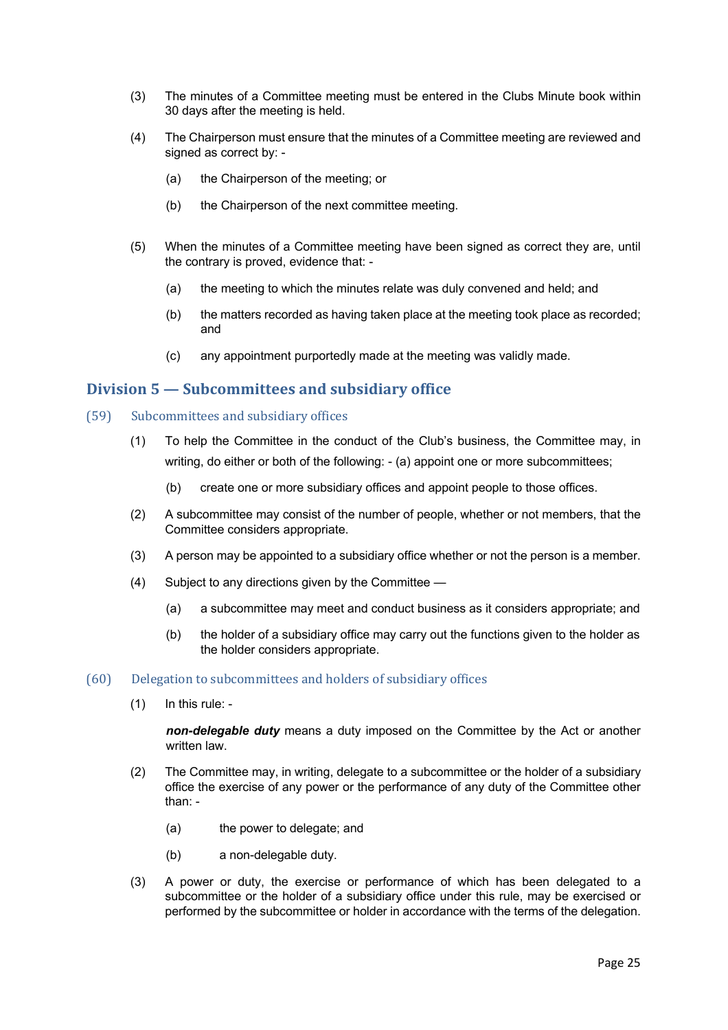(3) The minutes of a Committee meeting must be entered in the Clubs Minute book within 30 days after the meeting is held.

(4) The Chairperson must ensure that the minutes of a Committee meeting are reviewed and signed as correct by: -

(a) the Chairperson of the meeting; or

(b) the Chairperson of the next committee meeting.

(5) When the minutes of a Committee meeting have been signed as correct they are, until the contrary is proved, evidence that: -

(a) the meeting to which the minutes relate was duly convened and held; and

(b) the matters recorded as having taken place at the meeting took place as recorded; and

(c) any appointment purportedly made at the meeting was validly made.

## Division 5 — Subcommittees and subsidiary office

### (59) Subcommittees and subsidiary offices

(1) To help the Committee in the conduct of the Club's business, the Committee may, in writing, do either or both of the following: - (a) appoint one or more subcommittees;

(b) create one or more subsidiary offices and appoint people to those offices.

(2) A subcommittee may consist of the number of people, whether or not members, that the Committee considers appropriate.

(3) A person may be appointed to a subsidiary office whether or not the person is a member.

(4) Subject to any directions given by the Committee —

(a) a subcommittee may meet and conduct business as it considers appropriate; and

(b) the holder of a subsidiary office may carry out the functions given to the holder as the holder considers appropriate.

### (60) Delegation to subcommittees and holders of subsidiary offices

(1) In this rule: -

***non-delegable duty*** means a duty imposed on the Committee by the Act or another written law.

(2) The Committee may, in writing, delegate to a subcommittee or the holder of a subsidiary office the exercise of any power or the performance of any duty of the Committee other than: -

(a) the power to delegate; and

(b) a non-delegable duty.

(3) A power or duty, the exercise or performance of which has been delegated to a subcommittee or the holder of a subsidiary office under this rule, may be exercised or performed by the subcommittee or holder in accordance with the terms of the delegation.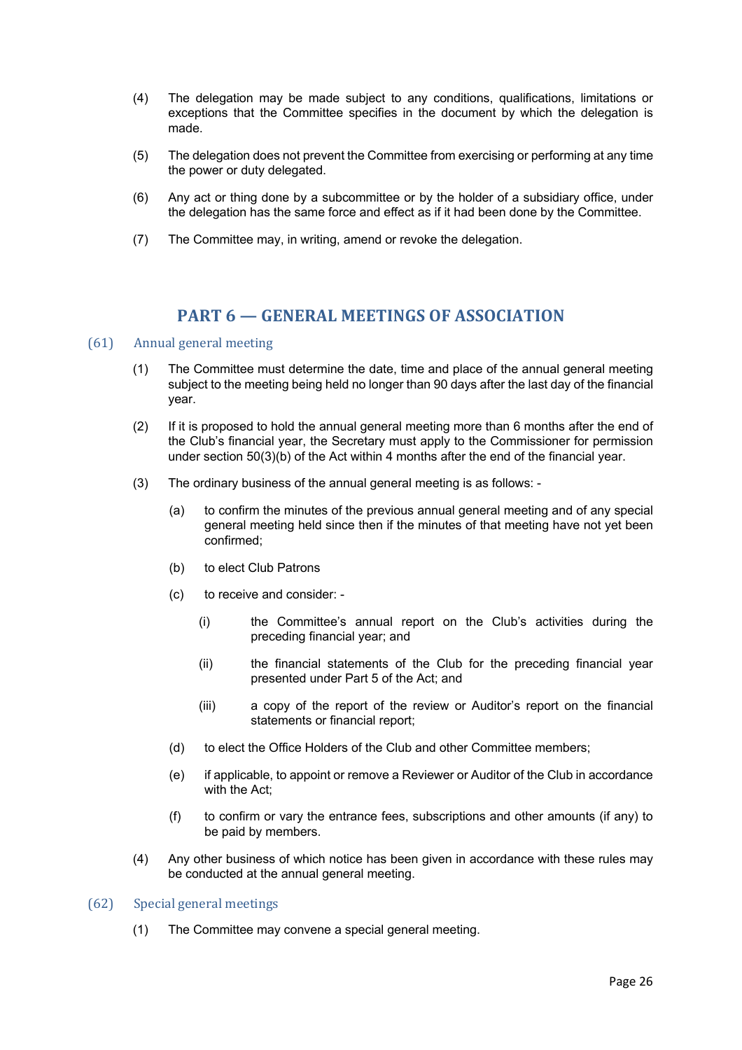(4) The delegation may be made subject to any conditions, qualifications, limitations or exceptions that the Committee specifies in the document by which the delegation is made.

(5) The delegation does not prevent the Committee from exercising or performing at any time the power or duty delegated.

(6) Any act or thing done by a subcommittee or by the holder of a subsidiary office, under the delegation has the same force and effect as if it had been done by the Committee.

(7) The Committee may, in writing, amend or revoke the delegation.

## PART 6 — GENERAL MEETINGS OF ASSOCIATION

### (61) Annual general meeting

(1) The Committee must determine the date, time and place of the annual general meeting subject to the meeting being held no longer than 90 days after the last day of the financial year.

(2) If it is proposed to hold the annual general meeting more than 6 months after the end of the Club's financial year, the Secretary must apply to the Commissioner for permission under section 50(3)(b) of the Act within 4 months after the end of the financial year.

(3) The ordinary business of the annual general meeting is as follows: -

(a) to confirm the minutes of the previous annual general meeting and of any special general meeting held since then if the minutes of that meeting have not yet been confirmed;

(b) to elect Club Patrons

(c) to receive and consider: -

(i) the Committee's annual report on the Club's activities during the preceding financial year; and

(ii) the financial statements of the Club for the preceding financial year presented under Part 5 of the Act; and

(iii) a copy of the report of the review or Auditor's report on the financial statements or financial report;

(d) to elect the Office Holders of the Club and other Committee members;

(e) if applicable, to appoint or remove a Reviewer or Auditor of the Club in accordance with the Act;

(f) to confirm or vary the entrance fees, subscriptions and other amounts (if any) to be paid by members.

(4) Any other business of which notice has been given in accordance with these rules may be conducted at the annual general meeting.

### (62) Special general meetings

(1) The Committee may convene a special general meeting.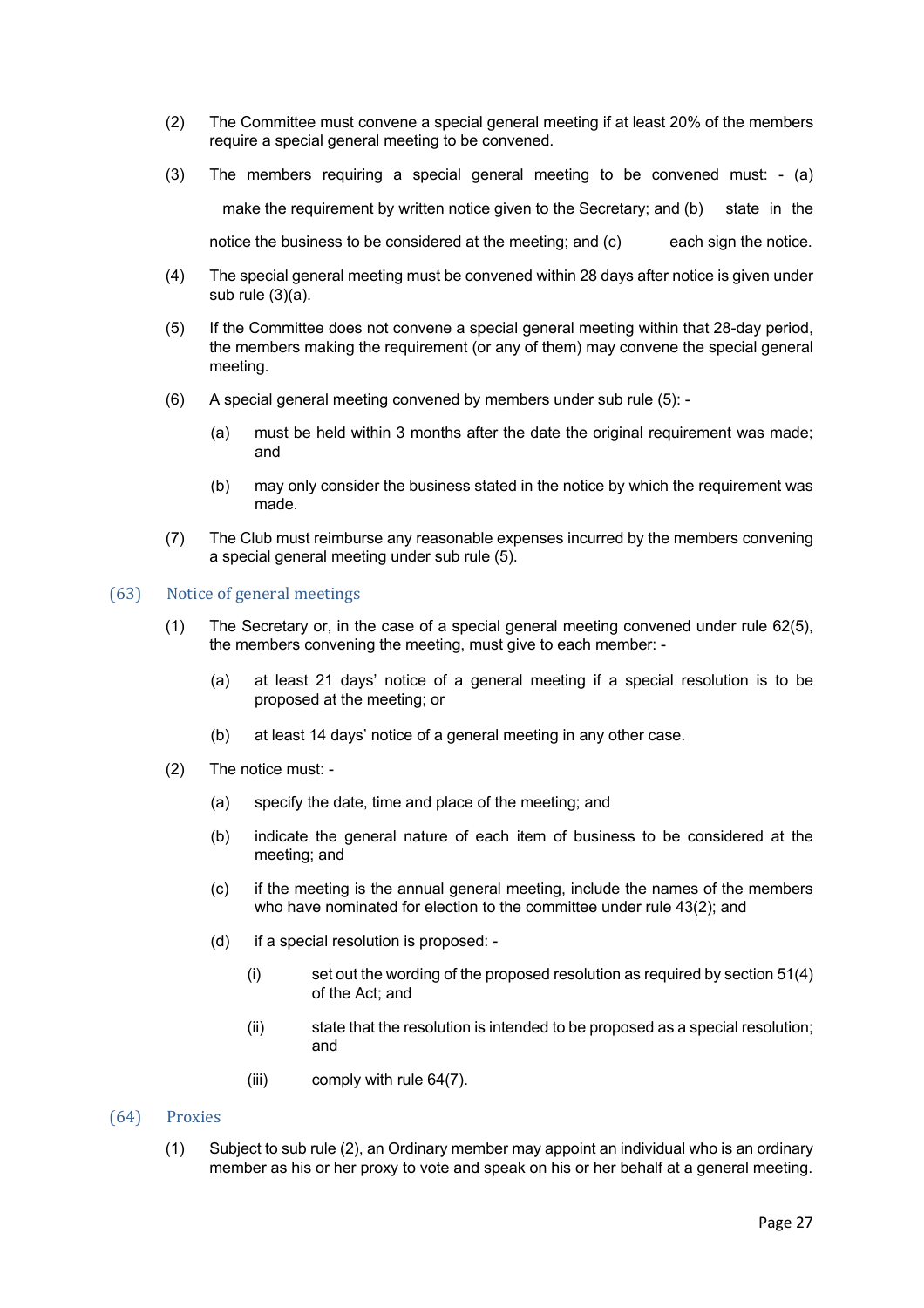(2) The Committee must convene a special general meeting if at least 20% of the members require a special general meeting to be convened.

(3) The members requiring a special general meeting to be convened must: - (a) make the requirement by written notice given to the Secretary; and (b) state in the notice the business to be considered at the meeting; and (c) each sign the notice.

(4) The special general meeting must be convened within 28 days after notice is given under sub rule (3)(a).

(5) If the Committee does not convene a special general meeting within that 28-day period, the members making the requirement (or any of them) may convene the special general meeting.

(6) A special general meeting convened by members under sub rule (5): -

   (a) must be held within 3 months after the date the original requirement was made; and

   (b) may only consider the business stated in the notice by which the requirement was made.

(7) The Club must reimburse any reasonable expenses incurred by the members convening a special general meeting under sub rule (5).

## (63) Notice of general meetings

(1) The Secretary or, in the case of a special general meeting convened under rule 62(5), the members convening the meeting, must give to each member: -

   (a) at least 21 days' notice of a general meeting if a special resolution is to be proposed at the meeting; or

   (b) at least 14 days' notice of a general meeting in any other case.

(2) The notice must: -

   (a) specify the date, time and place of the meeting; and

   (b) indicate the general nature of each item of business to be considered at the meeting; and

   (c) if the meeting is the annual general meeting, include the names of the members who have nominated for election to the committee under rule 43(2); and

   (d) if a special resolution is proposed: -

      (i) set out the wording of the proposed resolution as required by section 51(4) of the Act; and

      (ii) state that the resolution is intended to be proposed as a special resolution; and

      (iii) comply with rule 64(7).

## (64) Proxies

(1) Subject to sub rule (2), an Ordinary member may appoint an individual who is an ordinary member as his or her proxy to vote and speak on his or her behalf at a general meeting.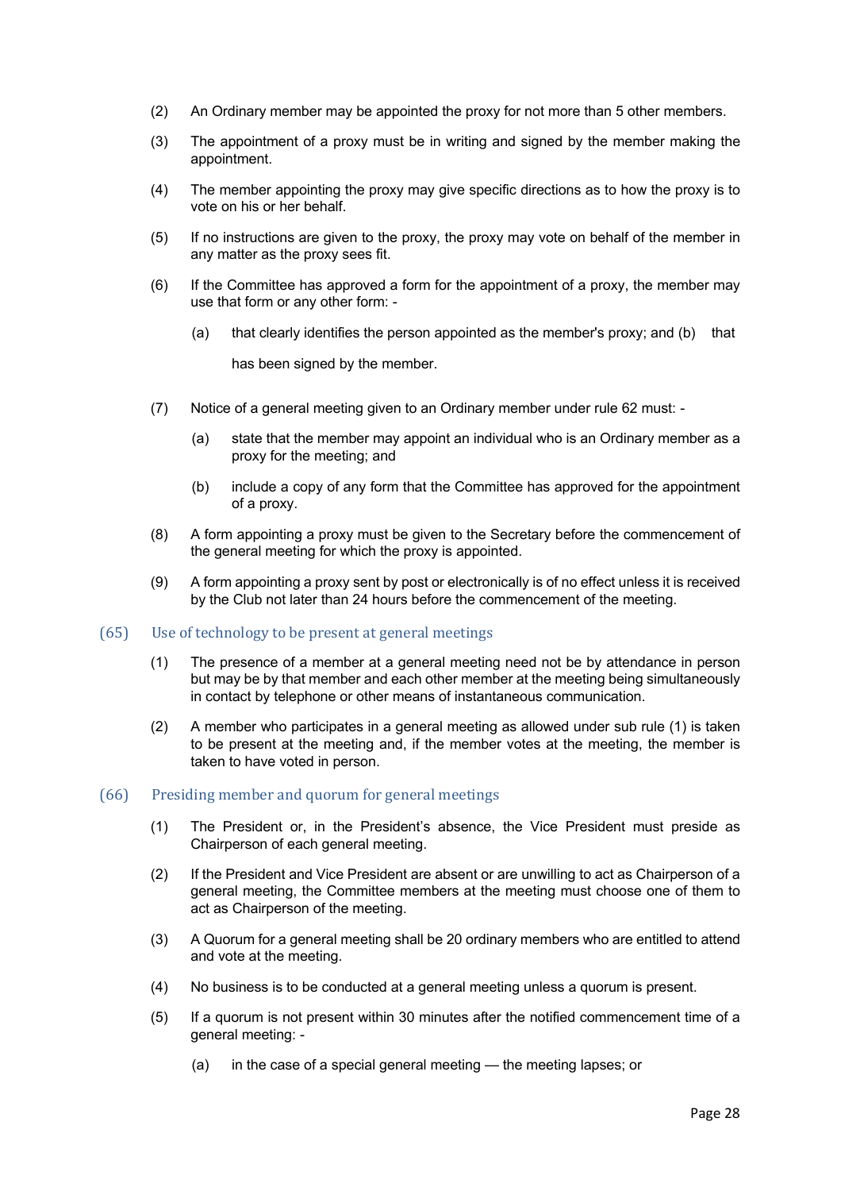(2) An Ordinary member may be appointed the proxy for not more than 5 other members.

(3) The appointment of a proxy must be in writing and signed by the member making the appointment.

(4) The member appointing the proxy may give specific directions as to how the proxy is to vote on his or her behalf.

(5) If no instructions are given to the proxy, the proxy may vote on behalf of the member in any matter as the proxy sees fit.

(6) If the Committee has approved a form for the appointment of a proxy, the member may use that form or any other form: -

(a) that clearly identifies the person appointed as the member's proxy; and (b) that has been signed by the member.

(7) Notice of a general meeting given to an Ordinary member under rule 62 must: -

(a) state that the member may appoint an individual who is an Ordinary member as a proxy for the meeting; and

(b) include a copy of any form that the Committee has approved for the appointment of a proxy.

(8) A form appointing a proxy must be given to the Secretary before the commencement of the general meeting for which the proxy is appointed.

(9) A form appointing a proxy sent by post or electronically is of no effect unless it is received by the Club not later than 24 hours before the commencement of the meeting.

## (65) Use of technology to be present at general meetings

(1) The presence of a member at a general meeting need not be by attendance in person but may be by that member and each other member at the meeting being simultaneously in contact by telephone or other means of instantaneous communication.

(2) A member who participates in a general meeting as allowed under sub rule (1) is taken to be present at the meeting and, if the member votes at the meeting, the member is taken to have voted in person.

## (66) Presiding member and quorum for general meetings

(1) The President or, in the President's absence, the Vice President must preside as Chairperson of each general meeting.

(2) If the President and Vice President are absent or are unwilling to act as Chairperson of a general meeting, the Committee members at the meeting must choose one of them to act as Chairperson of the meeting.

(3) A Quorum for a general meeting shall be 20 ordinary members who are entitled to attend and vote at the meeting.

(4) No business is to be conducted at a general meeting unless a quorum is present.

(5) If a quorum is not present within 30 minutes after the notified commencement time of a general meeting: -

(a) in the case of a special general meeting — the meeting lapses; or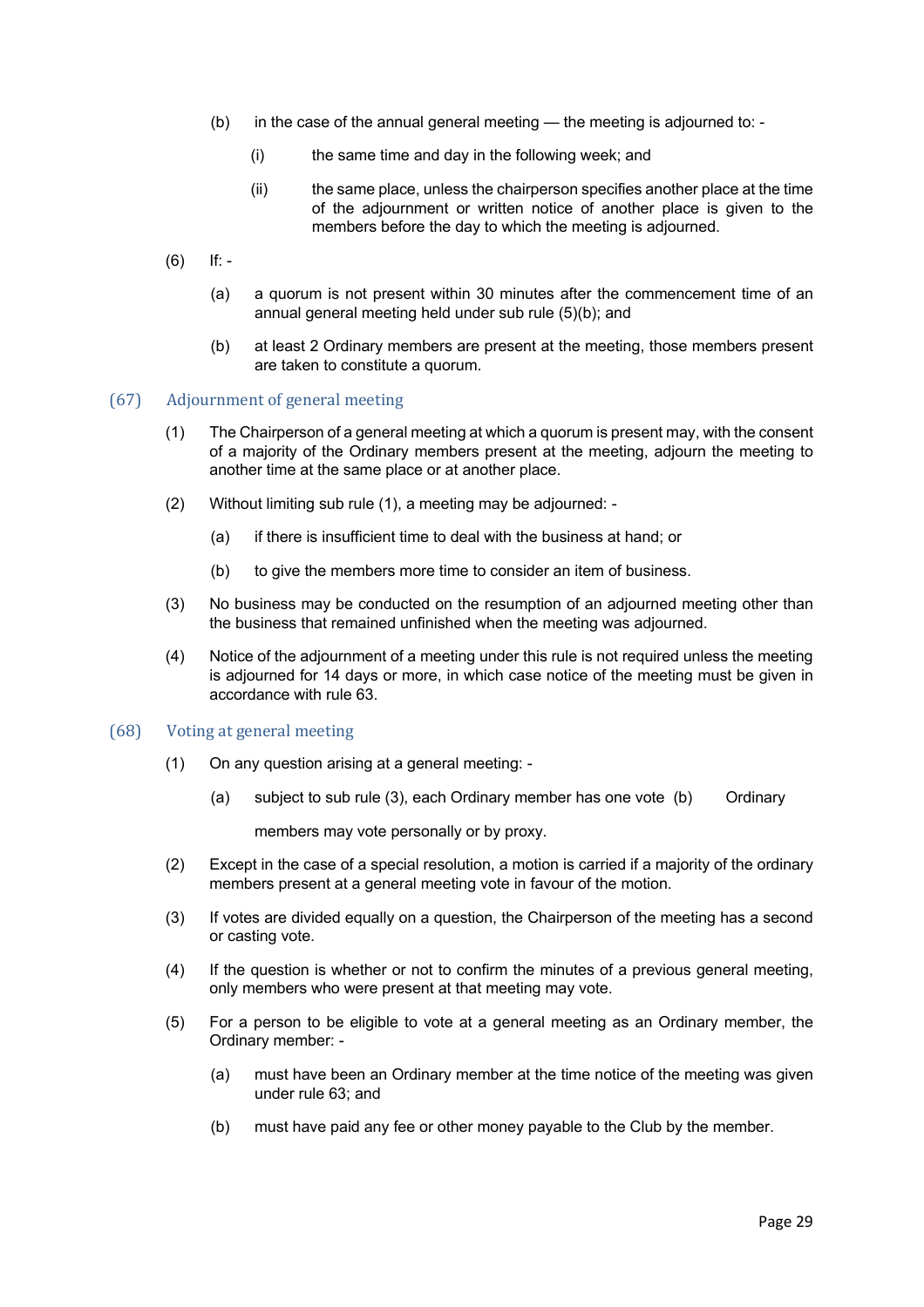(b) in the case of the annual general meeting — the meeting is adjourned to: -

   (i) the same time and day in the following week; and

   (ii) the same place, unless the chairperson specifies another place at the time of the adjournment or written notice of another place is given to the members before the day to which the meeting is adjourned.

(6) If: -

   (a) a quorum is not present within 30 minutes after the commencement time of an annual general meeting held under sub rule (5)(b); and

   (b) at least 2 Ordinary members are present at the meeting, those members present are taken to constitute a quorum.

## (67) Adjournment of general meeting

(1) The Chairperson of a general meeting at which a quorum is present may, with the consent of a majority of the Ordinary members present at the meeting, adjourn the meeting to another time at the same place or at another place.

(2) Without limiting sub rule (1), a meeting may be adjourned: -

   (a) if there is insufficient time to deal with the business at hand; or

   (b) to give the members more time to consider an item of business.

(3) No business may be conducted on the resumption of an adjourned meeting other than the business that remained unfinished when the meeting was adjourned.

(4) Notice of the adjournment of a meeting under this rule is not required unless the meeting is adjourned for 14 days or more, in which case notice of the meeting must be given in accordance with rule 63.

## (68) Voting at general meeting

(1) On any question arising at a general meeting: -

   (a) subject to sub rule (3), each Ordinary member has one vote (b) Ordinary members may vote personally or by proxy.

(2) Except in the case of a special resolution, a motion is carried if a majority of the ordinary members present at a general meeting vote in favour of the motion.

(3) If votes are divided equally on a question, the Chairperson of the meeting has a second or casting vote.

(4) If the question is whether or not to confirm the minutes of a previous general meeting, only members who were present at that meeting may vote.

(5) For a person to be eligible to vote at a general meeting as an Ordinary member, the Ordinary member: -

   (a) must have been an Ordinary member at the time notice of the meeting was given under rule 63; and

   (b) must have paid any fee or other money payable to the Club by the member.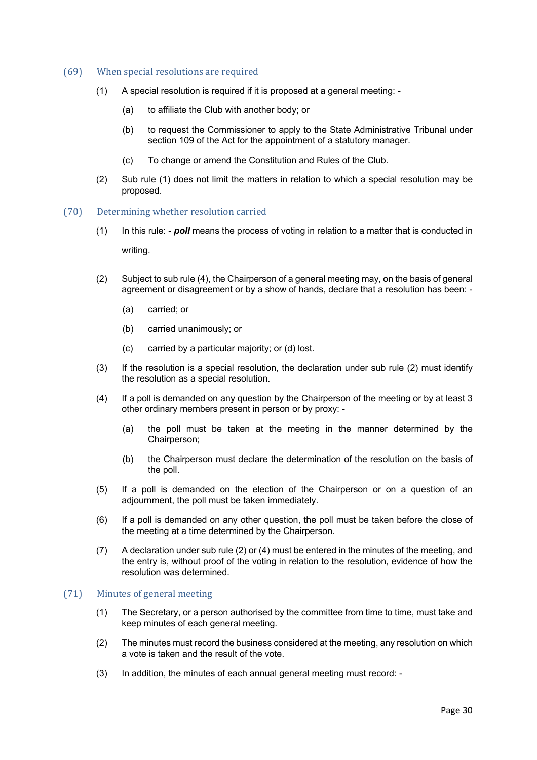## (69) When special resolutions are required

(1) A special resolution is required if it is proposed at a general meeting: -

(a) to affiliate the Club with another body; or

(b) to request the Commissioner to apply to the State Administrative Tribunal under section 109 of the Act for the appointment of a statutory manager.

(c) To change or amend the Constitution and Rules of the Club.

(2) Sub rule (1) does not limit the matters in relation to which a special resolution may be proposed.

## (70) Determining whether resolution carried

(1) In this rule: - ***poll*** means the process of voting in relation to a matter that is conducted in writing.

(2) Subject to sub rule (4), the Chairperson of a general meeting may, on the basis of general agreement or disagreement or by a show of hands, declare that a resolution has been: -

(a) carried; or

(b) carried unanimously; or

(c) carried by a particular majority; or (d) lost.

(3) If the resolution is a special resolution, the declaration under sub rule (2) must identify the resolution as a special resolution.

(4) If a poll is demanded on any question by the Chairperson of the meeting or by at least 3 other ordinary members present in person or by proxy: -

(a) the poll must be taken at the meeting in the manner determined by the Chairperson;

(b) the Chairperson must declare the determination of the resolution on the basis of the poll.

(5) If a poll is demanded on the election of the Chairperson or on a question of an adjournment, the poll must be taken immediately.

(6) If a poll is demanded on any other question, the poll must be taken before the close of the meeting at a time determined by the Chairperson.

(7) A declaration under sub rule (2) or (4) must be entered in the minutes of the meeting, and the entry is, without proof of the voting in relation to the resolution, evidence of how the resolution was determined.

## (71) Minutes of general meeting

(1) The Secretary, or a person authorised by the committee from time to time, must take and keep minutes of each general meeting.

(2) The minutes must record the business considered at the meeting, any resolution on which a vote is taken and the result of the vote.

(3) In addition, the minutes of each annual general meeting must record: -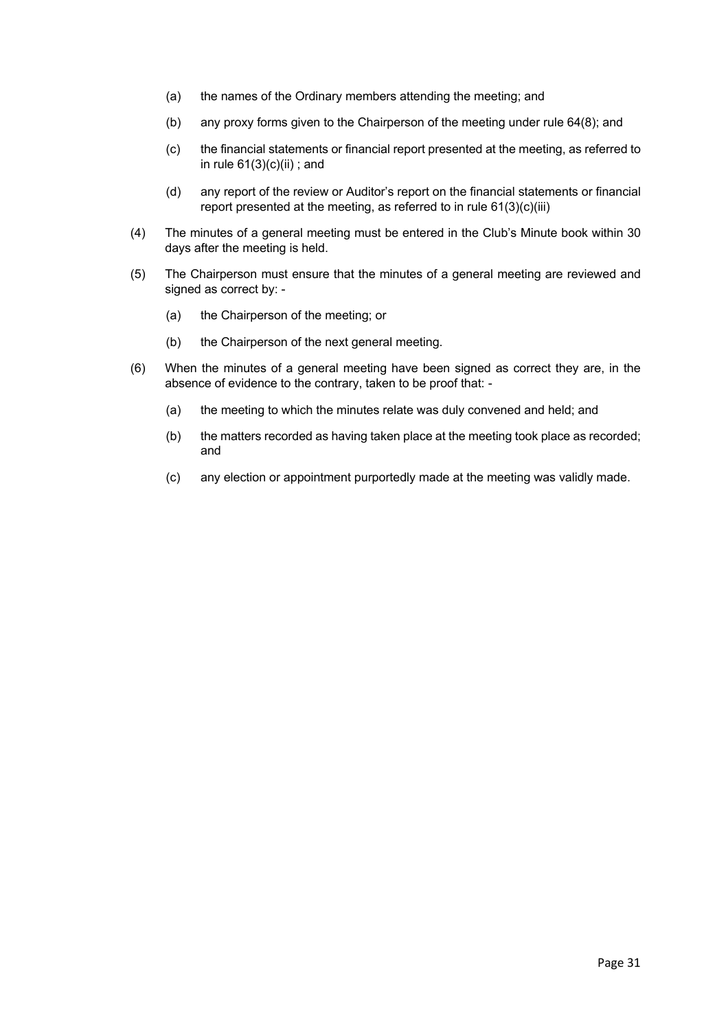(a) the names of the Ordinary members attending the meeting; and

(b) any proxy forms given to the Chairperson of the meeting under rule 64(8); and

(c) the financial statements or financial report presented at the meeting, as referred to in rule 61(3)(c)(ii) ; and

(d) any report of the review or Auditor's report on the financial statements or financial report presented at the meeting, as referred to in rule 61(3)(c)(iii)

(4) The minutes of a general meeting must be entered in the Club's Minute book within 30 days after the meeting is held.

(5) The Chairperson must ensure that the minutes of a general meeting are reviewed and signed as correct by: -

(a) the Chairperson of the meeting; or

(b) the Chairperson of the next general meeting.

(6) When the minutes of a general meeting have been signed as correct they are, in the absence of evidence to the contrary, taken to be proof that: -

(a) the meeting to which the minutes relate was duly convened and held; and

(b) the matters recorded as having taken place at the meeting took place as recorded; and

(c) any election or appointment purportedly made at the meeting was validly made.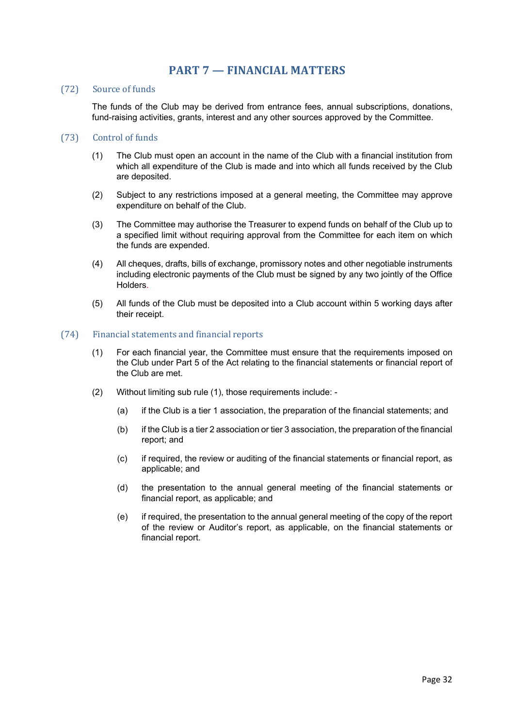# PART 7 — FINANCIAL MATTERS

### (72) Source of funds

The funds of the Club may be derived from entrance fees, annual subscriptions, donations, fund-raising activities, grants, interest and any other sources approved by the Committee.

### (73) Control of funds

(1) The Club must open an account in the name of the Club with a financial institution from which all expenditure of the Club is made and into which all funds received by the Club are deposited.

(2) Subject to any restrictions imposed at a general meeting, the Committee may approve expenditure on behalf of the Club.

(3) The Committee may authorise the Treasurer to expend funds on behalf of the Club up to a specified limit without requiring approval from the Committee for each item on which the funds are expended.

(4) All cheques, drafts, bills of exchange, promissory notes and other negotiable instruments including electronic payments of the Club must be signed by any two jointly of the Office Holders.

(5) All funds of the Club must be deposited into a Club account within 5 working days after their receipt.

### (74) Financial statements and financial reports

(1) For each financial year, the Committee must ensure that the requirements imposed on the Club under Part 5 of the Act relating to the financial statements or financial report of the Club are met.

(2) Without limiting sub rule (1), those requirements include: -

(a) if the Club is a tier 1 association, the preparation of the financial statements; and

(b) if the Club is a tier 2 association or tier 3 association, the preparation of the financial report; and

(c) if required, the review or auditing of the financial statements or financial report, as applicable; and

(d) the presentation to the annual general meeting of the financial statements or financial report, as applicable; and

(e) if required, the presentation to the annual general meeting of the copy of the report of the review or Auditor's report, as applicable, on the financial statements or financial report.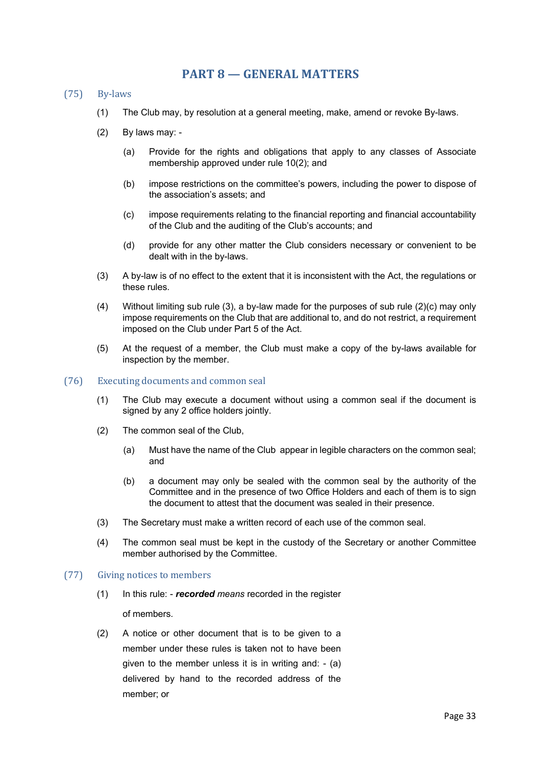# PART 8 — GENERAL MATTERS

## (75) By-laws

(1) The Club may, by resolution at a general meeting, make, amend or revoke By-laws.

(2) By laws may: -

(a) Provide for the rights and obligations that apply to any classes of Associate membership approved under rule 10(2); and

(b) impose restrictions on the committee's powers, including the power to dispose of the association's assets; and

(c) impose requirements relating to the financial reporting and financial accountability of the Club and the auditing of the Club's accounts; and

(d) provide for any other matter the Club considers necessary or convenient to be dealt with in the by-laws.

(3) A by-law is of no effect to the extent that it is inconsistent with the Act, the regulations or these rules.

(4) Without limiting sub rule (3), a by-law made for the purposes of sub rule (2)(c) may only impose requirements on the Club that are additional to, and do not restrict, a requirement imposed on the Club under Part 5 of the Act.

(5) At the request of a member, the Club must make a copy of the by-laws available for inspection by the member.

## (76) Executing documents and common seal

(1) The Club may execute a document without using a common seal if the document is signed by any 2 office holders jointly.

(2) The common seal of the Club,

(a) Must have the name of the Club appear in legible characters on the common seal; and

(b) a document may only be sealed with the common seal by the authority of the Committee and in the presence of two Office Holders and each of them is to sign the document to attest that the document was sealed in their presence.

(3) The Secretary must make a written record of each use of the common seal.

(4) The common seal must be kept in the custody of the Secretary or another Committee member authorised by the Committee.

## (77) Giving notices to members

(1) In this rule: - ***recorded*** *means* recorded in the register of members.

(2) A notice or other document that is to be given to a member under these rules is taken not to have been given to the member unless it is in writing and: - (a) delivered by hand to the recorded address of the member; or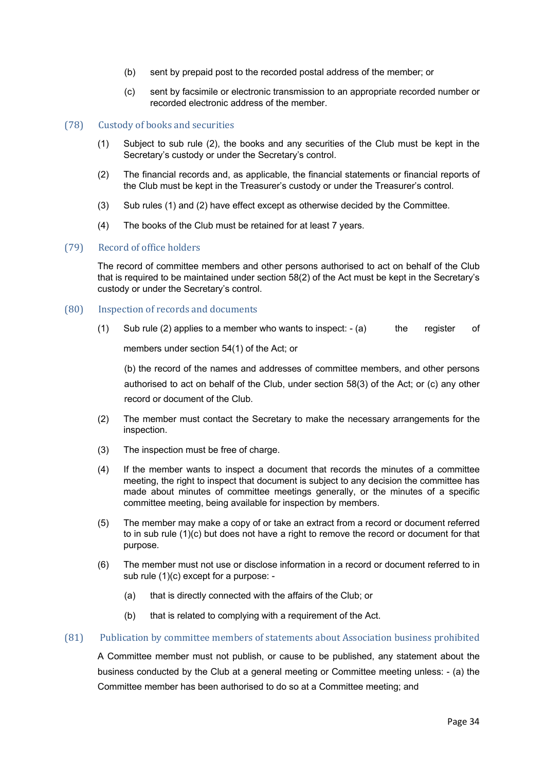(b) sent by prepaid post to the recorded postal address of the member; or

(c) sent by facsimile or electronic transmission to an appropriate recorded number or recorded electronic address of the member.

## (78) Custody of books and securities

(1) Subject to sub rule (2), the books and any securities of the Club must be kept in the Secretary's custody or under the Secretary's control.

(2) The financial records and, as applicable, the financial statements or financial reports of the Club must be kept in the Treasurer's custody or under the Treasurer's control.

(3) Sub rules (1) and (2) have effect except as otherwise decided by the Committee.

(4) The books of the Club must be retained for at least 7 years.

## (79) Record of office holders

The record of committee members and other persons authorised to act on behalf of the Club that is required to be maintained under section 58(2) of the Act must be kept in the Secretary's custody or under the Secretary's control.

## (80) Inspection of records and documents

(1) Sub rule (2) applies to a member who wants to inspect: - (a) the register of members under section 54(1) of the Act; or

(b) the record of the names and addresses of committee members, and other persons authorised to act on behalf of the Club, under section 58(3) of the Act; or (c) any other record or document of the Club.

(2) The member must contact the Secretary to make the necessary arrangements for the inspection.

(3) The inspection must be free of charge.

(4) If the member wants to inspect a document that records the minutes of a committee meeting, the right to inspect that document is subject to any decision the committee has made about minutes of committee meetings generally, or the minutes of a specific committee meeting, being available for inspection by members.

(5) The member may make a copy of or take an extract from a record or document referred to in sub rule (1)(c) but does not have a right to remove the record or document for that purpose.

(6) The member must not use or disclose information in a record or document referred to in sub rule (1)(c) except for a purpose: -

(a) that is directly connected with the affairs of the Club; or

(b) that is related to complying with a requirement of the Act.

## (81) Publication by committee members of statements about Association business prohibited

A Committee member must not publish, or cause to be published, any statement about the business conducted by the Club at a general meeting or Committee meeting unless: - (a) the Committee member has been authorised to do so at a Committee meeting; and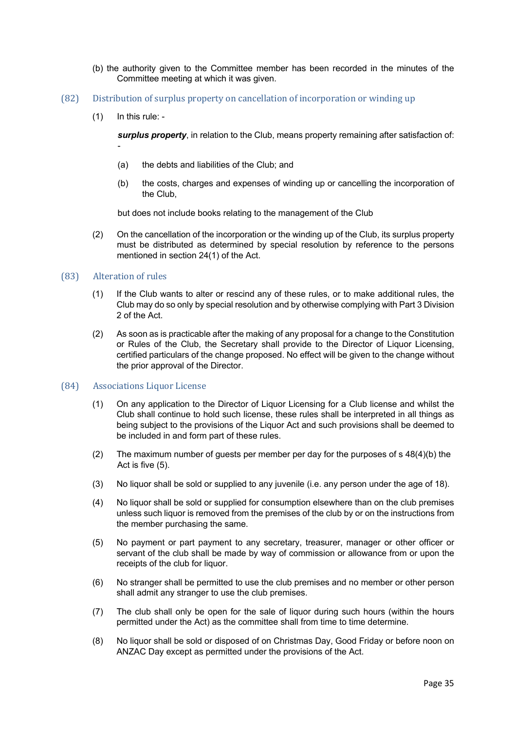(b) the authority given to the Committee member has been recorded in the minutes of the Committee meeting at which it was given.

### (82) Distribution of surplus property on cancellation of incorporation or winding up

(1) In this rule: -

***surplus property***, in relation to the Club, means property remaining after satisfaction of: -

(a) the debts and liabilities of the Club; and

(b) the costs, charges and expenses of winding up or cancelling the incorporation of the Club,

but does not include books relating to the management of the Club

(2) On the cancellation of the incorporation or the winding up of the Club, its surplus property must be distributed as determined by special resolution by reference to the persons mentioned in section 24(1) of the Act.

### (83) Alteration of rules

(1) If the Club wants to alter or rescind any of these rules, or to make additional rules, the Club may do so only by special resolution and by otherwise complying with Part 3 Division 2 of the Act.

(2) As soon as is practicable after the making of any proposal for a change to the Constitution or Rules of the Club, the Secretary shall provide to the Director of Liquor Licensing, certified particulars of the change proposed. No effect will be given to the change without the prior approval of the Director.

### (84) Associations Liquor License

(1) On any application to the Director of Liquor Licensing for a Club license and whilst the Club shall continue to hold such license, these rules shall be interpreted in all things as being subject to the provisions of the Liquor Act and such provisions shall be deemed to be included in and form part of these rules.

(2) The maximum number of guests per member per day for the purposes of s 48(4)(b) the Act is five (5).

(3) No liquor shall be sold or supplied to any juvenile (i.e. any person under the age of 18).

(4) No liquor shall be sold or supplied for consumption elsewhere than on the club premises unless such liquor is removed from the premises of the club by or on the instructions from the member purchasing the same.

(5) No payment or part payment to any secretary, treasurer, manager or other officer or servant of the club shall be made by way of commission or allowance from or upon the receipts of the club for liquor.

(6) No stranger shall be permitted to use the club premises and no member or other person shall admit any stranger to use the club premises.

(7) The club shall only be open for the sale of liquor during such hours (within the hours permitted under the Act) as the committee shall from time to time determine.

(8) No liquor shall be sold or disposed of on Christmas Day, Good Friday or before noon on ANZAC Day except as permitted under the provisions of the Act.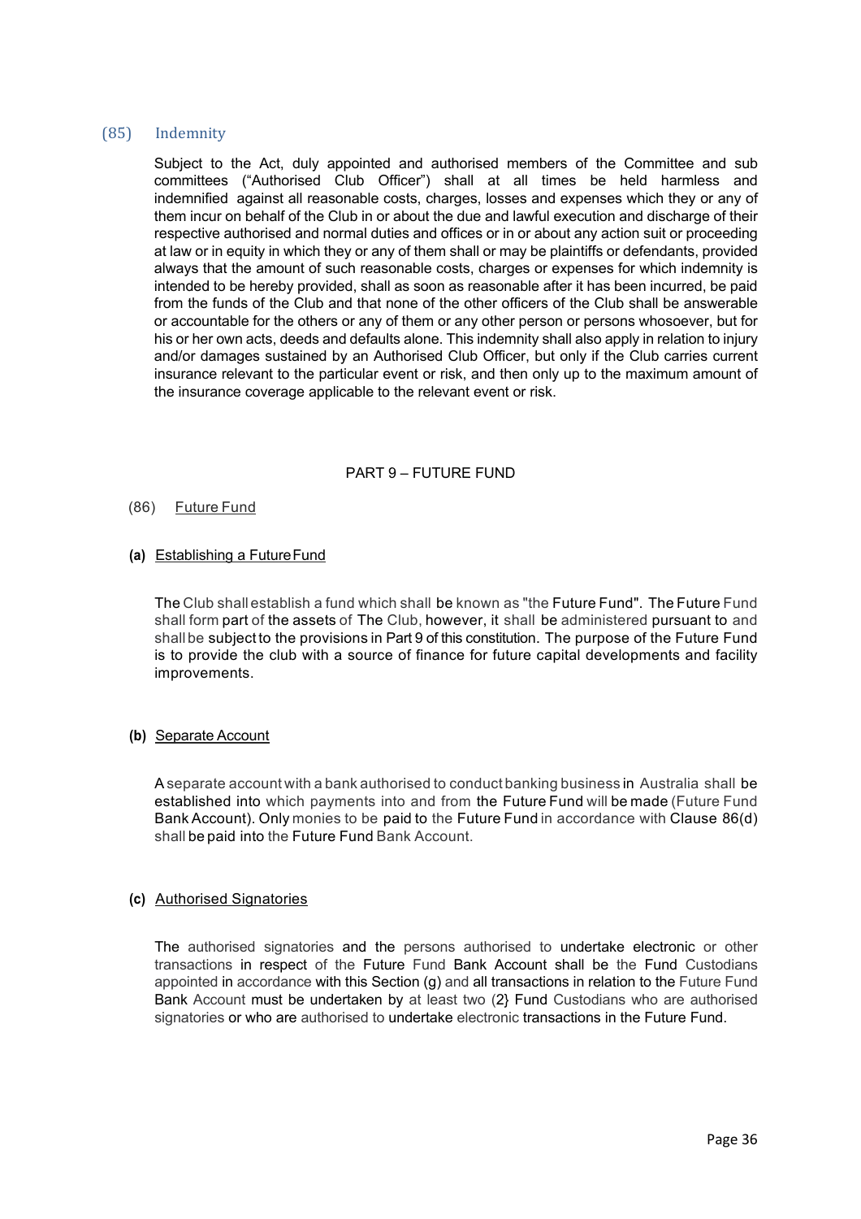## (85) Indemnity

Subject to the Act, duly appointed and authorised members of the Committee and sub committees ("Authorised Club Officer") shall at all times be held harmless and indemnified against all reasonable costs, charges, losses and expenses which they or any of them incur on behalf of the Club in or about the due and lawful execution and discharge of their respective authorised and normal duties and offices or in or about any action suit or proceeding at law or in equity in which they or any of them shall or may be plaintiffs or defendants, provided always that the amount of such reasonable costs, charges or expenses for which indemnity is intended to be hereby provided, shall as soon as reasonable after it has been incurred, be paid from the funds of the Club and that none of the other officers of the Club shall be answerable or accountable for the others or any of them or any other person or persons whosoever, but for his or her own acts, deeds and defaults alone. This indemnity shall also apply in relation to injury and/or damages sustained by an Authorised Club Officer, but only if the Club carries current insurance relevant to the particular event or risk, and then only up to the maximum amount of the insurance coverage applicable to the relevant event or risk.

# PART 9 – FUTURE FUND

(86) Future Fund

**(a)** Establishing a Future Fund

The Club shall establish a fund which shall be known as "the Future Fund". The Future Fund shall form part of the assets of The Club, however, it shall be administered pursuant to and shall be subject to the provisions in Part 9 of this constitution. The purpose of the Future Fund is to provide the club with a source of finance for future capital developments and facility improvements.

**(b)** Separate Account

A separate account with a bank authorised to conduct banking business in Australia shall be established into which payments into and from the Future Fund will be made (Future Fund Bank Account). Only monies to be paid to the Future Fund in accordance with Clause 86(d) shall be paid into the Future Fund Bank Account.

**(c)** Authorised Signatories

The authorised signatories and the persons authorised to undertake electronic or other transactions in respect of the Future Fund Bank Account shall be the Fund Custodians appointed in accordance with this Section (g) and all transactions in relation to the Future Fund Bank Account must be undertaken by at least two (2} Fund Custodians who are authorised signatories or who are authorised to undertake electronic transactions in the Future Fund.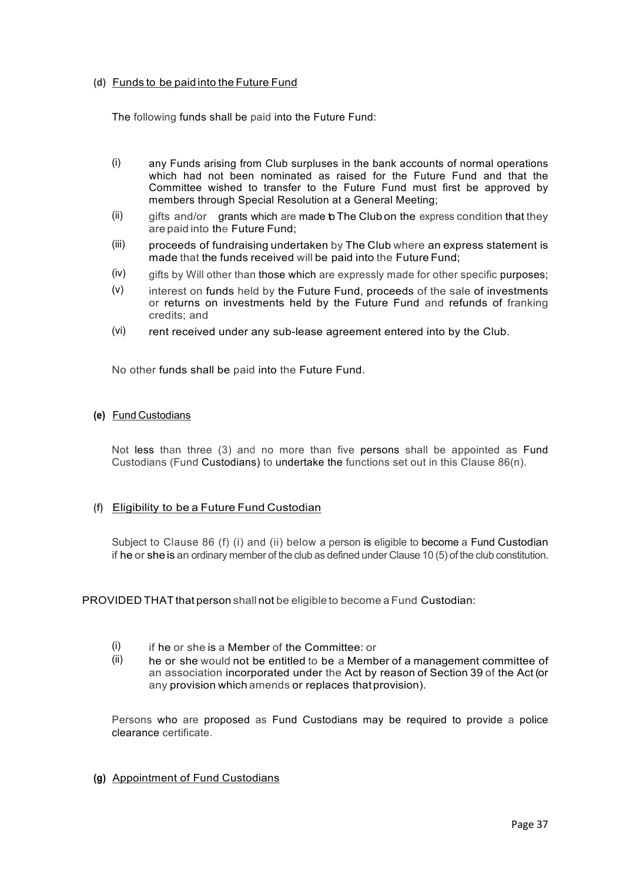**(d)** Funds to be paid into the Future Fund

The following funds shall be paid into the Future Fund:

(i) any Funds arising from Club surpluses in the bank accounts of normal operations which had not been nominated as raised for the Future Fund and that the Committee wished to transfer to the Future Fund must first be approved by members through Special Resolution at a General Meeting;

(ii) gifts and/or grants which are made to The Club on the express condition that they are paid into the Future Fund;

(iii) proceeds of fundraising undertaken by The Club where an express statement is made that the funds received will be paid into the Future Fund;

(iv) gifts by Will other than those which are expressly made for other specific purposes;

(v) interest on funds held by the Future Fund, proceeds of the sale of investments or returns on investments held by the Future Fund and refunds of franking credits; and

(vi) rent received under any sub-lease agreement entered into by the Club.

No other funds shall be paid into the Future Fund.

**(e)** Fund Custodians

Not less than three (3) and no more than five persons shall be appointed as Fund Custodians (Fund Custodians) to undertake the functions set out in this Clause 86(n).

**(f)** Eligibility to be a Future Fund Custodian

Subject to Clause 86 (f) (i) and (ii) below a person is eligible to become a Fund Custodian if he or she is an ordinary member of the club as defined under Clause 10 (5) of the club constitution.

PROVIDED THAT that person shall not be eligible to become a Fund Custodian:

(i) if he or she is a Member of the Committee: or

(ii) he or she would not be entitled to be a Member of a management committee of an association incorporated under the Act by reason of Section 39 of the Act (or any provision which amends or replaces that provision).

Persons who are proposed as Fund Custodians may be required to provide a police clearance certificate.

**(g)** Appointment of Fund Custodians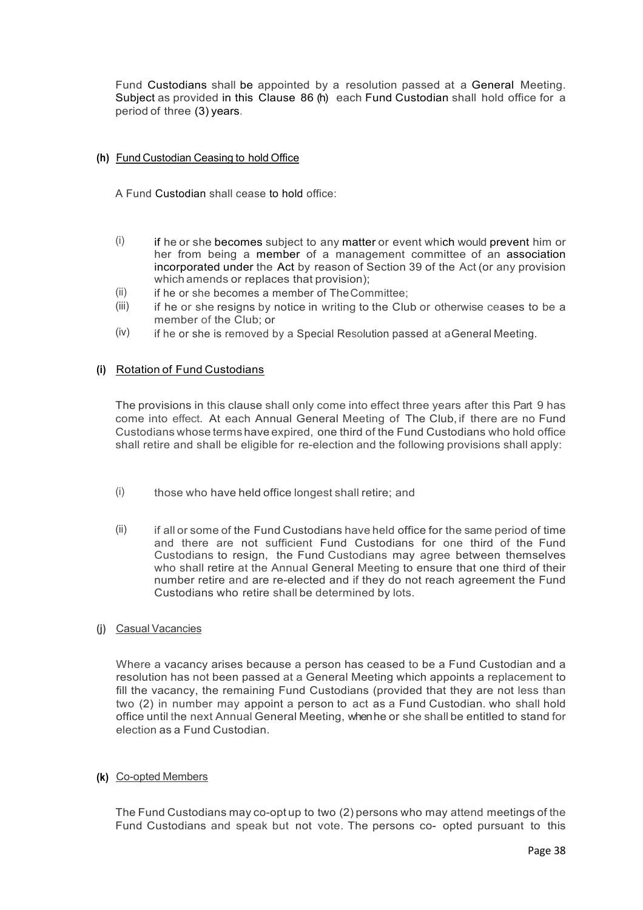Fund Custodians shall be appointed by a resolution passed at a General Meeting. Subject as provided in this Clause 86 (h) each Fund Custodian shall hold office for a period of three (3) years.

**(h)** Fund Custodian Ceasing to hold Office

A Fund Custodian shall cease to hold office:

(i) if he or she becomes subject to any matter or event which would prevent him or her from being a member of a management committee of an association incorporated under the Act by reason of Section 39 of the Act (or any provision which amends or replaces that provision);

(ii) if he or she becomes a member of The Committee;

(iii) if he or she resigns by notice in writing to the Club or otherwise ceases to be a member of the Club; or

(iv) if he or she is removed by a Special Resolution passed at a General Meeting.

**(i)** Rotation of Fund Custodians

The provisions in this clause shall only come into effect three years after this Part 9 has come into effect. At each Annual General Meeting of The Club, if there are no Fund Custodians whose terms have expired, one third of the Fund Custodians who hold office shall retire and shall be eligible for re-election and the following provisions shall apply:

(i) those who have held office longest shall retire; and

(ii) if all or some of the Fund Custodians have held office for the same period of time and there are not sufficient Fund Custodians for one third of the Fund Custodians to resign, the Fund Custodians may agree between themselves who shall retire at the Annual General Meeting to ensure that one third of their number retire and are re-elected and if they do not reach agreement the Fund Custodians who retire shall be determined by lots.

**(j)** Casual Vacancies

Where a vacancy arises because a person has ceased to be a Fund Custodian and a resolution has not been passed at a General Meeting which appoints a replacement to fill the vacancy, the remaining Fund Custodians (provided that they are not less than two (2) in number may appoint a person to act as a Fund Custodian. who shall hold office until the next Annual General Meeting, when he or she shall be entitled to stand for election as a Fund Custodian.

**(k)** Co-opted Members

The Fund Custodians may co-opt up to two (2) persons who may attend meetings of the Fund Custodians and speak but not vote. The persons co- opted pursuant to this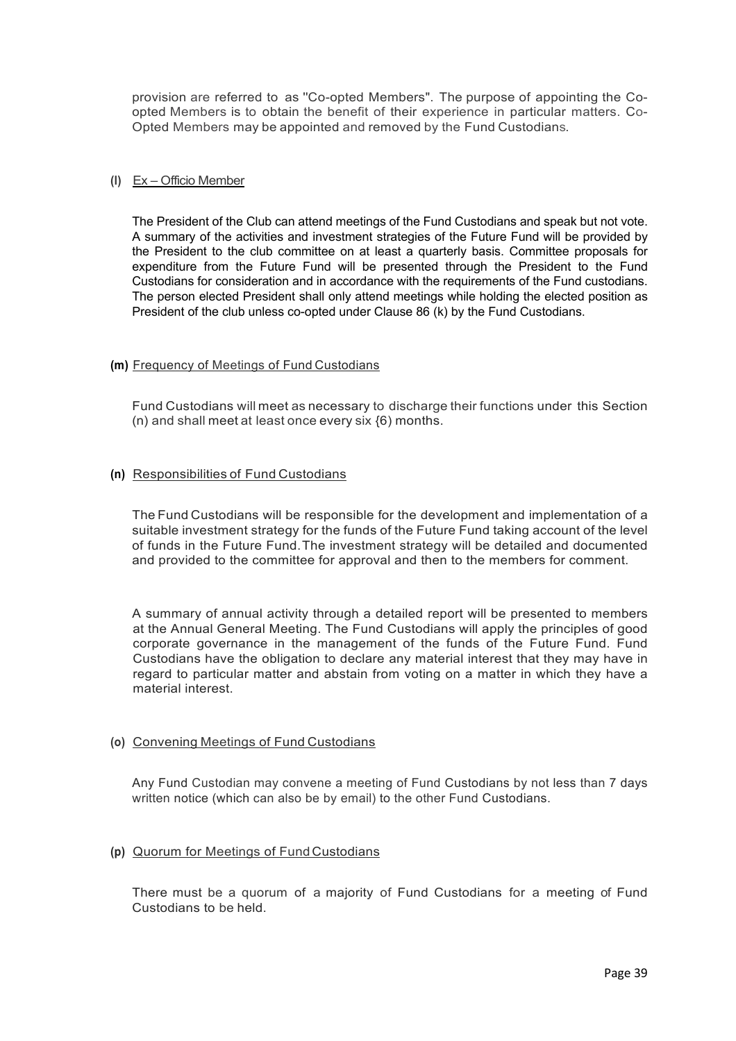provision are referred to as "Co-opted Members". The purpose of appointing the Co-opted Members is to obtain the benefit of their experience in particular matters. Co-Opted Members may be appointed and removed by the Fund Custodians.

**(l)** Ex – Officio Member

The President of the Club can attend meetings of the Fund Custodians and speak but not vote. A summary of the activities and investment strategies of the Future Fund will be provided by the President to the club committee on at least a quarterly basis. Committee proposals for expenditure from the Future Fund will be presented through the President to the Fund Custodians for consideration and in accordance with the requirements of the Fund custodians. The person elected President shall only attend meetings while holding the elected position as President of the club unless co-opted under Clause 86 (k) by the Fund Custodians.

**(m)** Frequency of Meetings of Fund Custodians

Fund Custodians will meet as necessary to discharge their functions under this Section (n) and shall meet at least once every six {6) months.

**(n)** Responsibilities of Fund Custodians

The Fund Custodians will be responsible for the development and implementation of a suitable investment strategy for the funds of the Future Fund taking account of the level of funds in the Future Fund. The investment strategy will be detailed and documented and provided to the committee for approval and then to the members for comment.

A summary of annual activity through a detailed report will be presented to members at the Annual General Meeting. The Fund Custodians will apply the principles of good corporate governance in the management of the funds of the Future Fund. Fund Custodians have the obligation to declare any material interest that they may have in regard to particular matter and abstain from voting on a matter in which they have a material interest.

**(o)** Convening Meetings of Fund Custodians

Any Fund Custodian may convene a meeting of Fund Custodians by not less than 7 days written notice (which can also be by email) to the other Fund Custodians.

**(p)** Quorum for Meetings of Fund Custodians

There must be a quorum of a majority of Fund Custodians for a meeting of Fund Custodians to be held.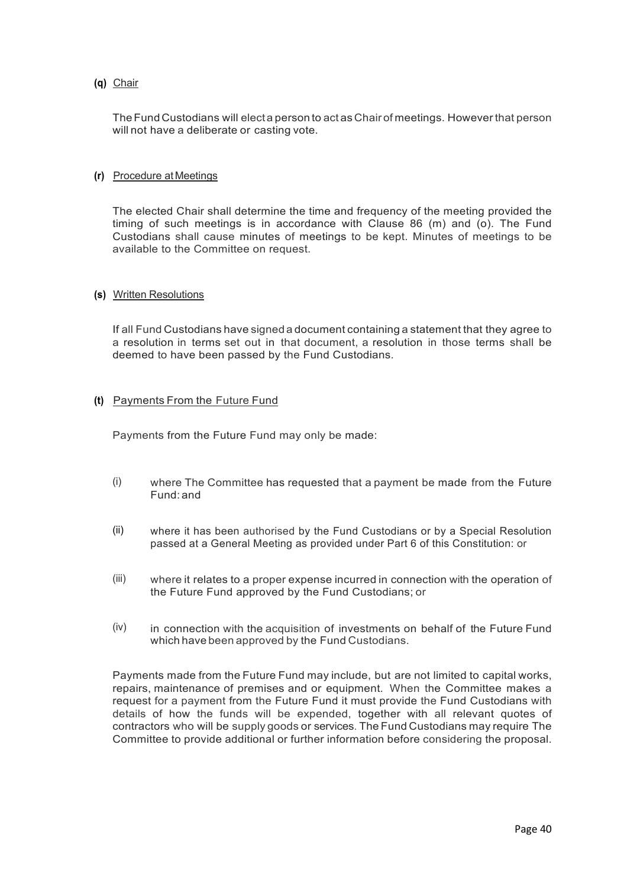**(q)** Chair

The Fund Custodians will elect a person to act as Chair of meetings. However that person will not have a deliberate or casting vote.

**(r)** Procedure at Meetings

The elected Chair shall determine the time and frequency of the meeting provided the timing of such meetings is in accordance with Clause 86 (m) and (o). The Fund Custodians shall cause minutes of meetings to be kept. Minutes of meetings to be available to the Committee on request.

**(s)** Written Resolutions

If all Fund Custodians have signed a document containing a statement that they agree to a resolution in terms set out in that document, a resolution in those terms shall be deemed to have been passed by the Fund Custodians.

**(t)** Payments From the Future Fund

Payments from the Future Fund may only be made:

(i) where The Committee has requested that a payment be made from the Future Fund: and

(ii) where it has been authorised by the Fund Custodians or by a Special Resolution passed at a General Meeting as provided under Part 6 of this Constitution: or

(iii) where it relates to a proper expense incurred in connection with the operation of the Future Fund approved by the Fund Custodians; or

(iv) in connection with the acquisition of investments on behalf of the Future Fund which have been approved by the Fund Custodians.

Payments made from the Future Fund may include, but are not limited to capital works, repairs, maintenance of premises and or equipment. When the Committee makes a request for a payment from the Future Fund it must provide the Fund Custodians with details of how the funds will be expended, together with all relevant quotes of contractors who will be supply goods or services. The Fund Custodians may require The Committee to provide additional or further information before considering the proposal.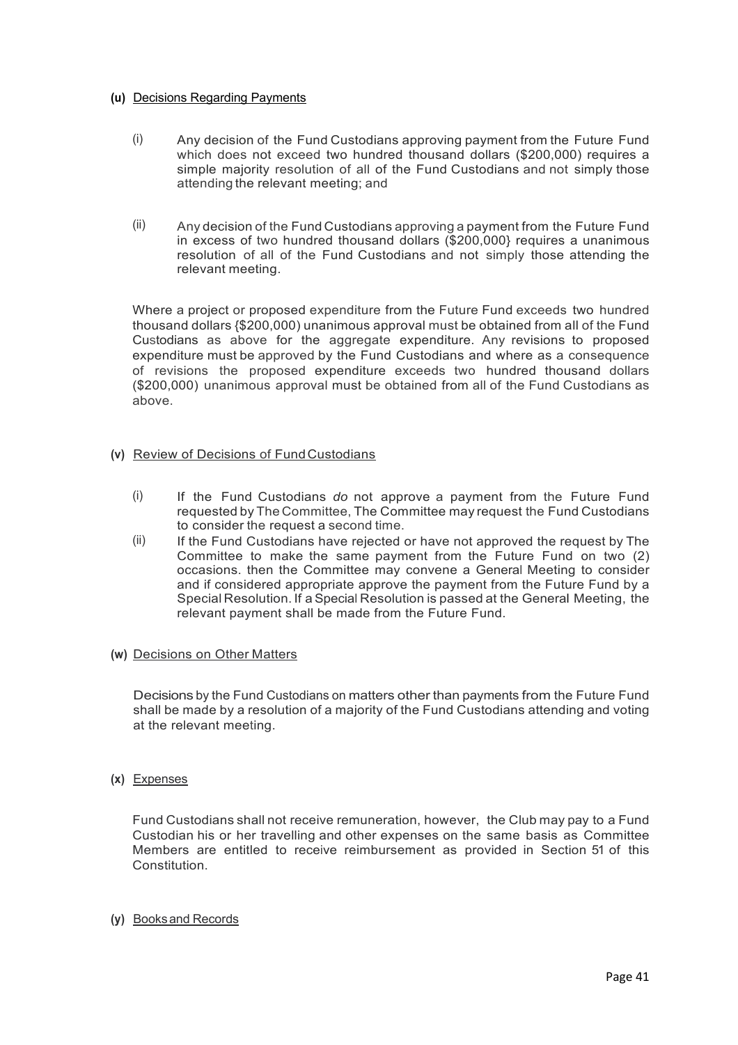**(u)** Decisions Regarding Payments

(i) Any decision of the Fund Custodians approving payment from the Future Fund which does not exceed two hundred thousand dollars ($200,000) requires a simple majority resolution of all of the Fund Custodians and not simply those attending the relevant meeting; and

(ii) Any decision of the Fund Custodians approving a payment from the Future Fund in excess of two hundred thousand dollars ($200,000} requires a unanimous resolution of all of the Fund Custodians and not simply those attending the relevant meeting.

Where a project or proposed expenditure from the Future Fund exceeds two hundred thousand dollars {$200,000) unanimous approval must be obtained from all of the Fund Custodians as above for the aggregate expenditure. Any revisions to proposed expenditure must be approved by the Fund Custodians and where as a consequence of revisions the proposed expenditure exceeds two hundred thousand dollars ($200,000) unanimous approval must be obtained from all of the Fund Custodians as above.

**(v)** Review of Decisions of Fund Custodians

(i) If the Fund Custodians *do* not approve a payment from the Future Fund requested by The Committee, The Committee may request the Fund Custodians to consider the request a second time.

(ii) If the Fund Custodians have rejected or have not approved the request by The Committee to make the same payment from the Future Fund on two (2) occasions. then the Committee may convene a General Meeting to consider and if considered appropriate approve the payment from the Future Fund by a Special Resolution. If a Special Resolution is passed at the General Meeting, the relevant payment shall be made from the Future Fund.

**(w)** Decisions on Other Matters

Decisions by the Fund Custodians on matters other than payments from the Future Fund shall be made by a resolution of a majority of the Fund Custodians attending and voting at the relevant meeting.

**(x)** Expenses

Fund Custodians shall not receive remuneration, however, the Club may pay to a Fund Custodian his or her travelling and other expenses on the same basis as Committee Members are entitled to receive reimbursement as provided in Section 51 of this Constitution.

**(y)** Books and Records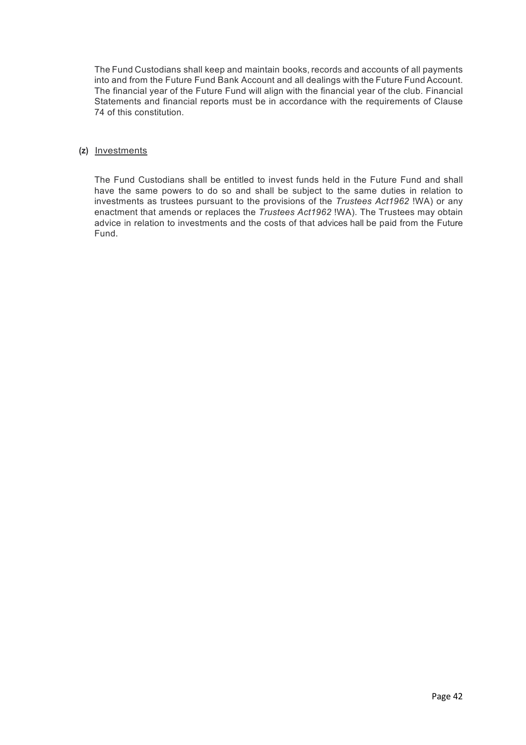The Fund Custodians shall keep and maintain books, records and accounts of all payments into and from the Future Fund Bank Account and all dealings with the Future Fund Account. The financial year of the Future Fund will align with the financial year of the club. Financial Statements and financial reports must be in accordance with the requirements of Clause 74 of this constitution.

**(z)** Investments

The Fund Custodians shall be entitled to invest funds held in the Future Fund and shall have the same powers to do so and shall be subject to the same duties in relation to investments as trustees pursuant to the provisions of the *Trustees Act1962* !WA) or any enactment that amends or replaces the *Trustees Act1962* !WA). The Trustees may obtain advice in relation to investments and the costs of that advices hall be paid from the Future Fund.